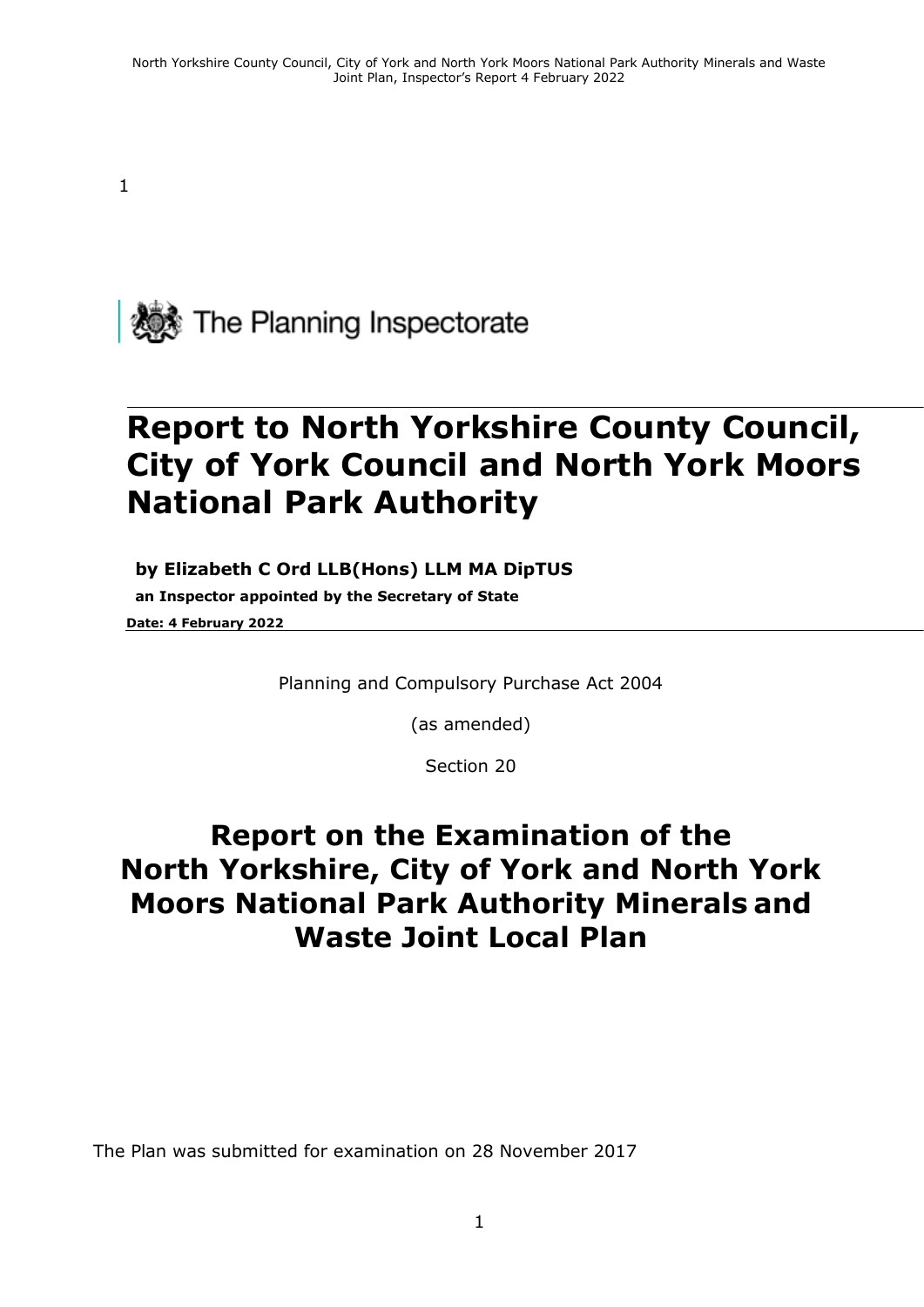The Planning Inspectorate

# Report to North Yorkshire County Council, City of York Council and North York Moors National Park Authority

**by Elizabeth C Ord LLB(Hons) LLM MA DipTUS**

**an Inspector appointed by the Secretary of State**

**Date: 4 February 2022**

Planning and Compulsory Purchase Act 2004

(as amended)

Section 20

# Report on the Examination of the North Yorkshire, City of York and North York Moors National Park Authority Minerals and Waste Joint Local Plan

The Plan was submitted for examination on 28 November 2017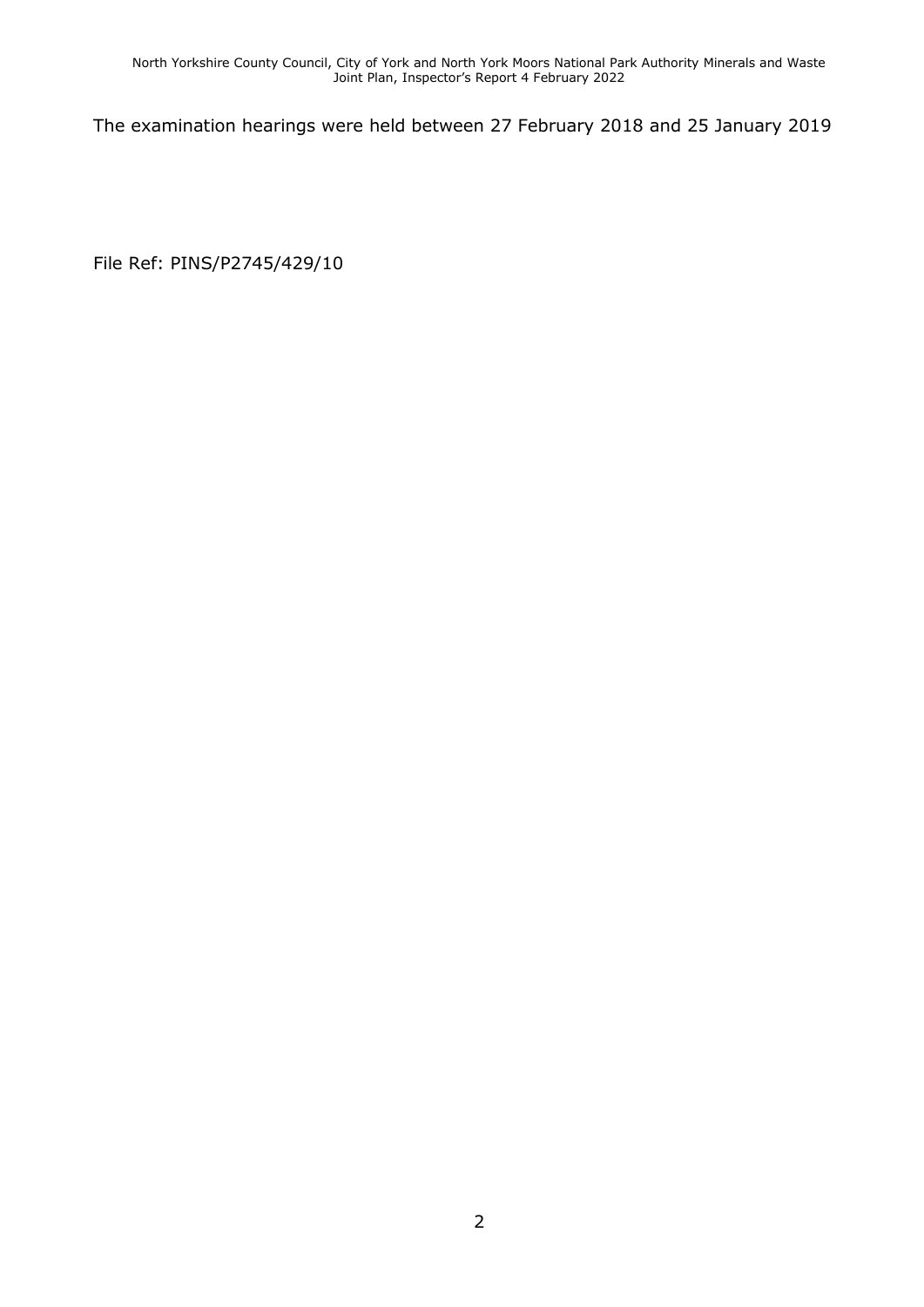The examination hearings were held between 27 February 2018 and 25 January 2019

File Ref: PINS/P2745/429/10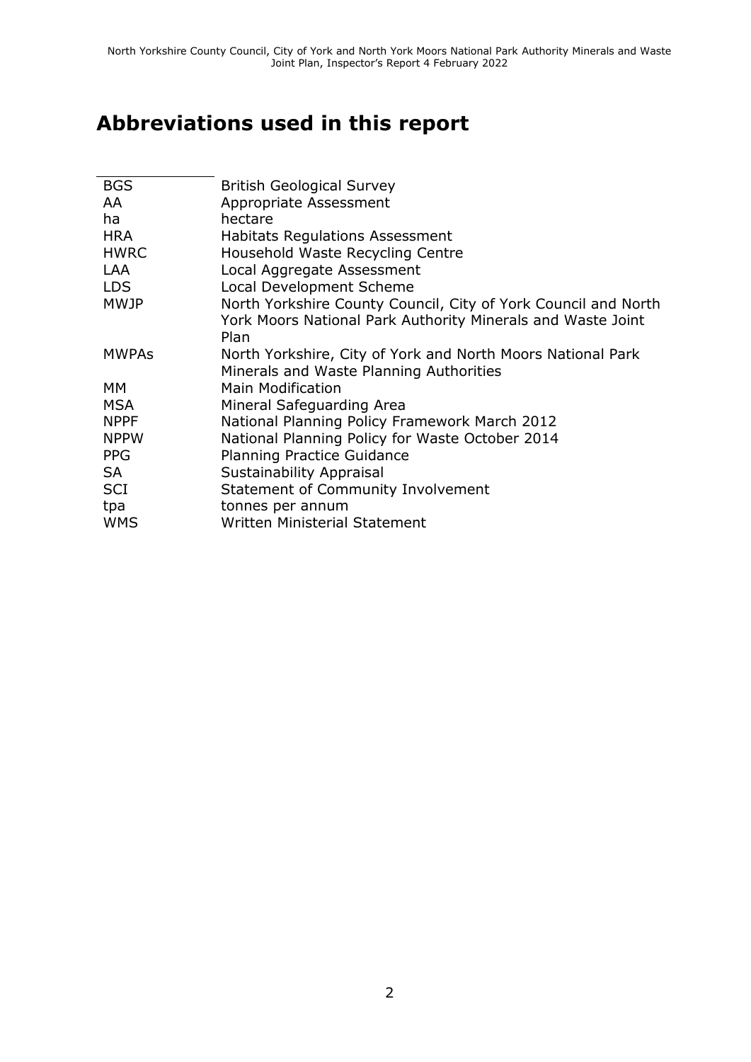# Abbreviations used in this report

| | |
|---|---|
| BGS | British Geological Survey |
| AA | Appropriate Assessment |
| ha | hectare |
| HRA | Habitats Regulations Assessment |
| HWRC | Household Waste Recycling Centre |
| LAA | Local Aggregate Assessment |
| LDS | Local Development Scheme |
| MWJP | North Yorkshire County Council, City of York Council and North York Moors National Park Authority Minerals and Waste Joint Plan |
| MWPAs | North Yorkshire, City of York and North Moors National Park Minerals and Waste Planning Authorities |
| MM | Main Modification |
| MSA | Mineral Safeguarding Area |
| NPPF | National Planning Policy Framework March 2012 |
| NPPW | National Planning Policy for Waste October 2014 |
| PPG | Planning Practice Guidance |
| SA | Sustainability Appraisal |
| SCI | Statement of Community Involvement |
| tpa | tonnes per annum |
| WMS | Written Ministerial Statement |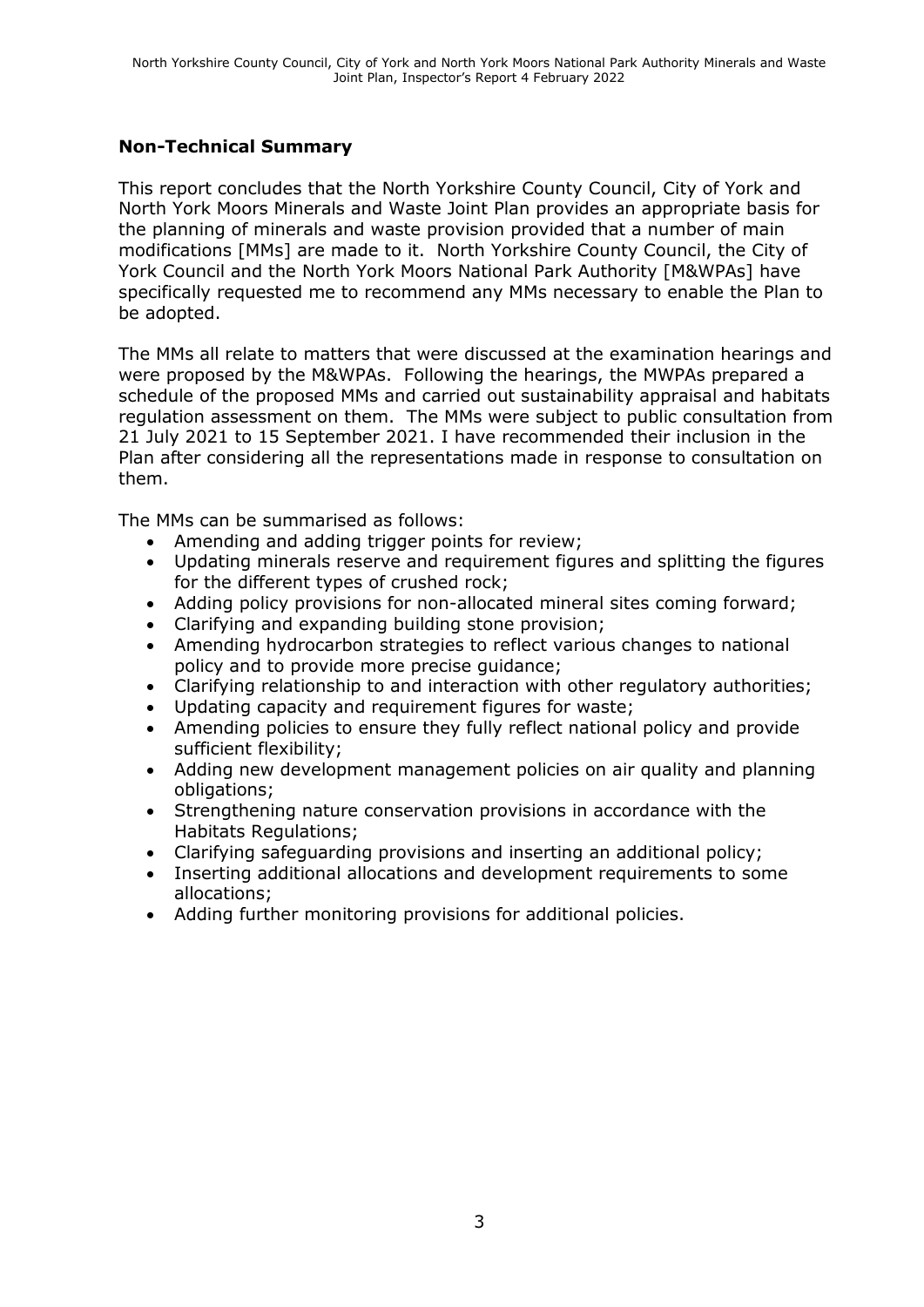## Non-Technical Summary

This report concludes that the North Yorkshire County Council, City of York and North York Moors Minerals and Waste Joint Plan provides an appropriate basis for the planning of minerals and waste provision provided that a number of main modifications [MMs] are made to it. North Yorkshire County Council, the City of York Council and the North York Moors National Park Authority [M&WPAs] have specifically requested me to recommend any MMs necessary to enable the Plan to be adopted.

The MMs all relate to matters that were discussed at the examination hearings and were proposed by the M&WPAs. Following the hearings, the MWPAs prepared a schedule of the proposed MMs and carried out sustainability appraisal and habitats regulation assessment on them. The MMs were subject to public consultation from 21 July 2021 to 15 September 2021. I have recommended their inclusion in the Plan after considering all the representations made in response to consultation on them.

The MMs can be summarised as follows:

- Amending and adding trigger points for review;
- Updating minerals reserve and requirement figures and splitting the figures for the different types of crushed rock;
- Adding policy provisions for non-allocated mineral sites coming forward;
- Clarifying and expanding building stone provision;
- Amending hydrocarbon strategies to reflect various changes to national policy and to provide more precise guidance;
- Clarifying relationship to and interaction with other regulatory authorities;
- Updating capacity and requirement figures for waste;
- Amending policies to ensure they fully reflect national policy and provide sufficient flexibility;
- Adding new development management policies on air quality and planning obligations;
- Strengthening nature conservation provisions in accordance with the Habitats Regulations;
- Clarifying safeguarding provisions and inserting an additional policy;
- Inserting additional allocations and development requirements to some allocations;
- Adding further monitoring provisions for additional policies.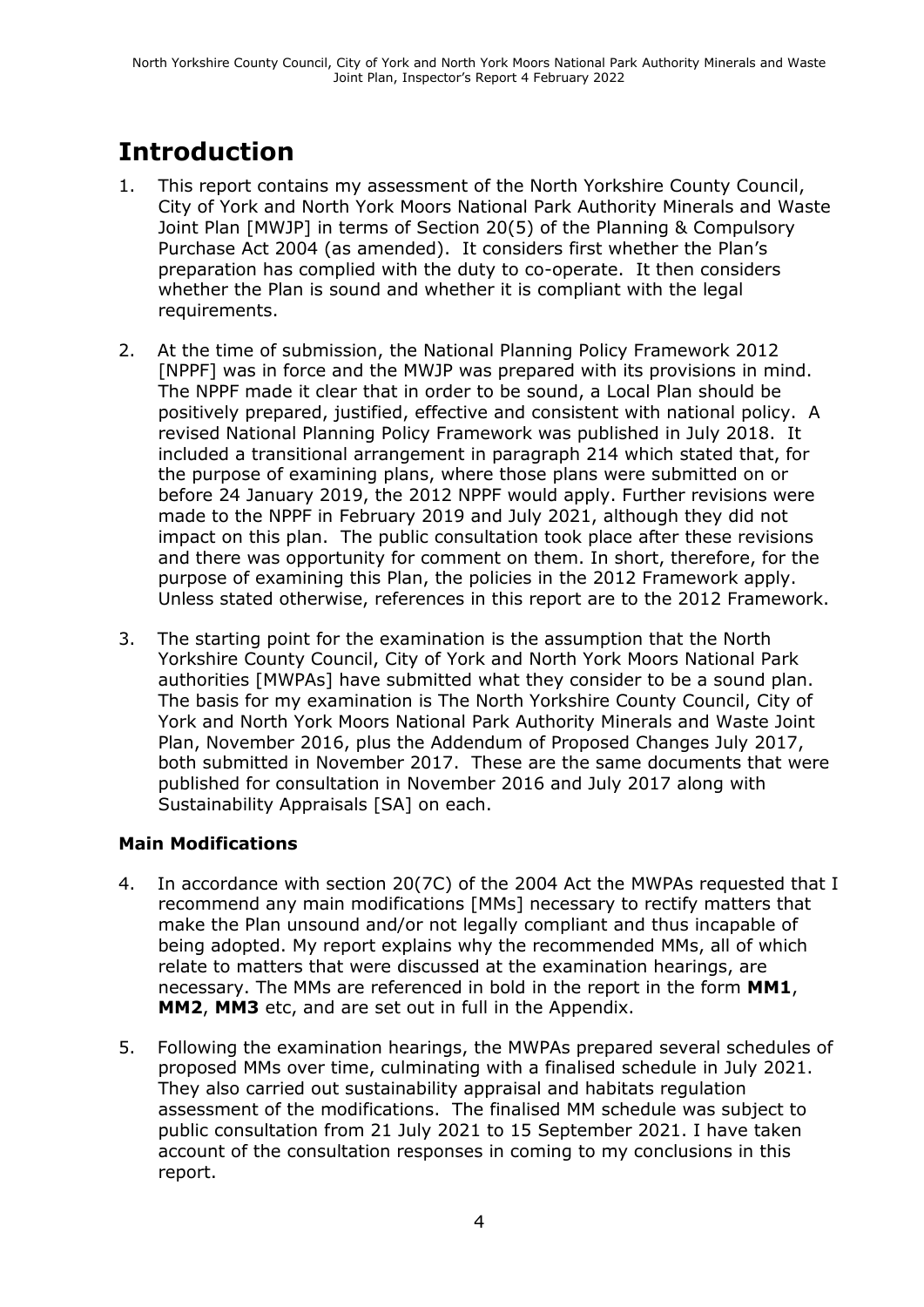# Introduction

1. This report contains my assessment of the North Yorkshire County Council, City of York and North York Moors National Park Authority Minerals and Waste Joint Plan [MWJP] in terms of Section 20(5) of the Planning & Compulsory Purchase Act 2004 (as amended). It considers first whether the Plan's preparation has complied with the duty to co-operate. It then considers whether the Plan is sound and whether it is compliant with the legal requirements.

2. At the time of submission, the National Planning Policy Framework 2012 [NPPF] was in force and the MWJP was prepared with its provisions in mind. The NPPF made it clear that in order to be sound, a Local Plan should be positively prepared, justified, effective and consistent with national policy. A revised National Planning Policy Framework was published in July 2018. It included a transitional arrangement in paragraph 214 which stated that, for the purpose of examining plans, where those plans were submitted on or before 24 January 2019, the 2012 NPPF would apply. Further revisions were made to the NPPF in February 2019 and July 2021, although they did not impact on this plan. The public consultation took place after these revisions and there was opportunity for comment on them. In short, therefore, for the purpose of examining this Plan, the policies in the 2012 Framework apply. Unless stated otherwise, references in this report are to the 2012 Framework.

3. The starting point for the examination is the assumption that the North Yorkshire County Council, City of York and North York Moors National Park authorities [MWPAs] have submitted what they consider to be a sound plan. The basis for my examination is The North Yorkshire County Council, City of York and North York Moors National Park Authority Minerals and Waste Joint Plan, November 2016, plus the Addendum of Proposed Changes July 2017, both submitted in November 2017. These are the same documents that were published for consultation in November 2016 and July 2017 along with Sustainability Appraisals [SA] on each.

### Main Modifications

4. In accordance with section 20(7C) of the 2004 Act the MWPAs requested that I recommend any main modifications [MMs] necessary to rectify matters that make the Plan unsound and/or not legally compliant and thus incapable of being adopted. My report explains why the recommended MMs, all of which relate to matters that were discussed at the examination hearings, are necessary. The MMs are referenced in bold in the report in the form **MM1**, **MM2**, **MM3** etc, and are set out in full in the Appendix.

5. Following the examination hearings, the MWPAs prepared several schedules of proposed MMs over time, culminating with a finalised schedule in July 2021. They also carried out sustainability appraisal and habitats regulation assessment of the modifications. The finalised MM schedule was subject to public consultation from 21 July 2021 to 15 September 2021. I have taken account of the consultation responses in coming to my conclusions in this report.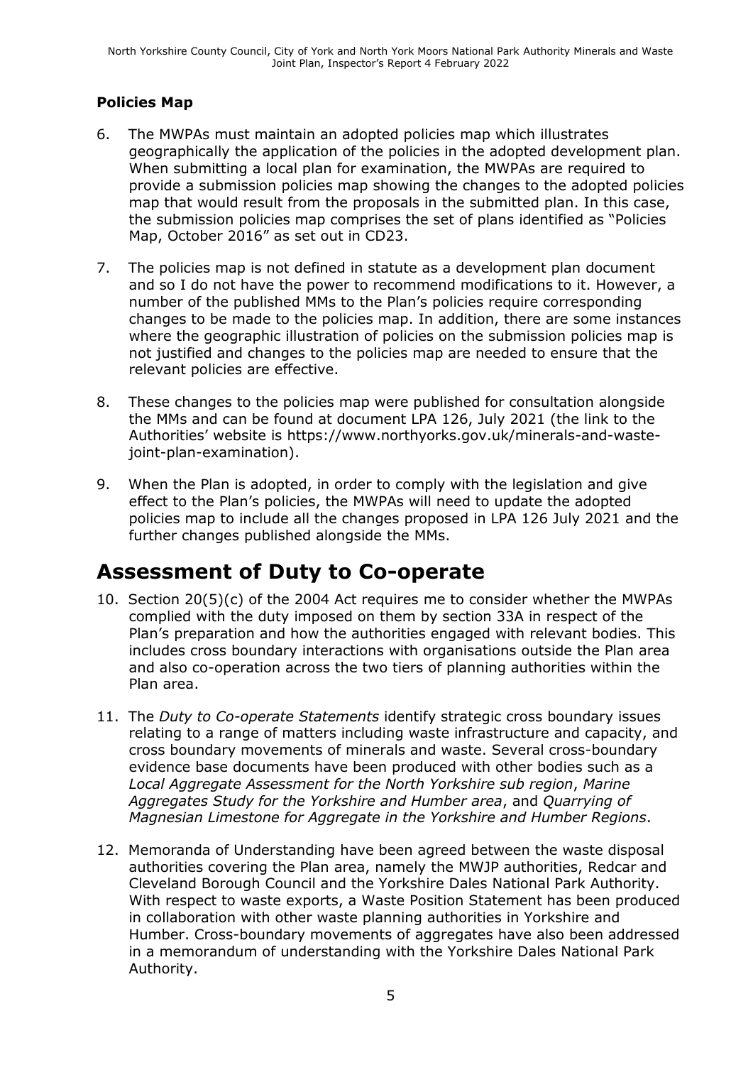**Policies Map**

6. The MWPAs must maintain an adopted policies map which illustrates geographically the application of the policies in the adopted development plan. When submitting a local plan for examination, the MWPAs are required to provide a submission policies map showing the changes to the adopted policies map that would result from the proposals in the submitted plan. In this case, the submission policies map comprises the set of plans identified as "Policies Map, October 2016" as set out in CD23.

7. The policies map is not defined in statute as a development plan document and so I do not have the power to recommend modifications to it. However, a number of the published MMs to the Plan's policies require corresponding changes to be made to the policies map. In addition, there are some instances where the geographic illustration of policies on the submission policies map is not justified and changes to the policies map are needed to ensure that the relevant policies are effective.

8. These changes to the policies map were published for consultation alongside the MMs and can be found at document LPA 126, July 2021 (the link to the Authorities' website is https://www.northyorks.gov.uk/minerals-and-waste-joint-plan-examination).

9. When the Plan is adopted, in order to comply with the legislation and give effect to the Plan's policies, the MWPAs will need to update the adopted policies map to include all the changes proposed in LPA 126 July 2021 and the further changes published alongside the MMs.

# Assessment of Duty to Co-operate

10. Section 20(5)(c) of the 2004 Act requires me to consider whether the MWPAs complied with the duty imposed on them by section 33A in respect of the Plan's preparation and how the authorities engaged with relevant bodies. This includes cross boundary interactions with organisations outside the Plan area and also co-operation across the two tiers of planning authorities within the Plan area.

11. The *Duty to Co-operate Statements* identify strategic cross boundary issues relating to a range of matters including waste infrastructure and capacity, and cross boundary movements of minerals and waste. Several cross-boundary evidence base documents have been produced with other bodies such as a *Local Aggregate Assessment for the North Yorkshire sub region*, *Marine Aggregates Study for the Yorkshire and Humber area*, and *Quarrying of Magnesian Limestone for Aggregate in the Yorkshire and Humber Regions*.

12. Memoranda of Understanding have been agreed between the waste disposal authorities covering the Plan area, namely the MWJP authorities, Redcar and Cleveland Borough Council and the Yorkshire Dales National Park Authority. With respect to waste exports, a Waste Position Statement has been produced in collaboration with other waste planning authorities in Yorkshire and Humber. Cross-boundary movements of aggregates have also been addressed in a memorandum of understanding with the Yorkshire Dales National Park Authority.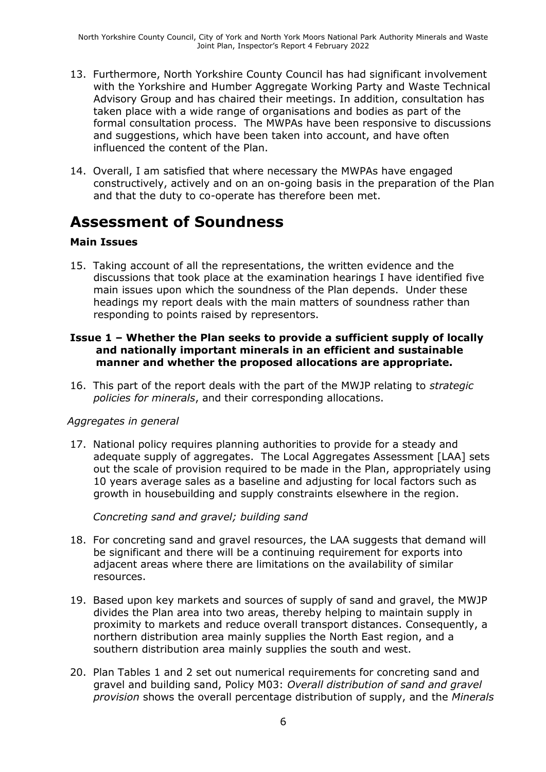13. Furthermore, North Yorkshire County Council has had significant involvement with the Yorkshire and Humber Aggregate Working Party and Waste Technical Advisory Group and has chaired their meetings. In addition, consultation has taken place with a wide range of organisations and bodies as part of the formal consultation process. The MWPAs have been responsive to discussions and suggestions, which have been taken into account, and have often influenced the content of the Plan.

14. Overall, I am satisfied that where necessary the MWPAs have engaged constructively, actively and on an on-going basis in the preparation of the Plan and that the duty to co-operate has therefore been met.

# Assessment of Soundness

### Main Issues

15. Taking account of all the representations, the written evidence and the discussions that took place at the examination hearings I have identified five main issues upon which the soundness of the Plan depends. Under these headings my report deals with the main matters of soundness rather than responding to points raised by representors.

### Issue 1 – Whether the Plan seeks to provide a sufficient supply of locally and nationally important minerals in an efficient and sustainable manner and whether the proposed allocations are appropriate.

16. This part of the report deals with the part of the MWJP relating to *strategic policies for minerals*, and their corresponding allocations.

*Aggregates in general*

17. National policy requires planning authorities to provide for a steady and adequate supply of aggregates. The Local Aggregates Assessment [LAA] sets out the scale of provision required to be made in the Plan, appropriately using 10 years average sales as a baseline and adjusting for local factors such as growth in housebuilding and supply constraints elsewhere in the region.

*Concreting sand and gravel; building sand*

18. For concreting sand and gravel resources, the LAA suggests that demand will be significant and there will be a continuing requirement for exports into adjacent areas where there are limitations on the availability of similar resources.

19. Based upon key markets and sources of supply of sand and gravel, the MWJP divides the Plan area into two areas, thereby helping to maintain supply in proximity to markets and reduce overall transport distances. Consequently, a northern distribution area mainly supplies the North East region, and a southern distribution area mainly supplies the south and west.

20. Plan Tables 1 and 2 set out numerical requirements for concreting sand and gravel and building sand, Policy M03: *Overall distribution of sand and gravel provision* shows the overall percentage distribution of supply, and the *Minerals*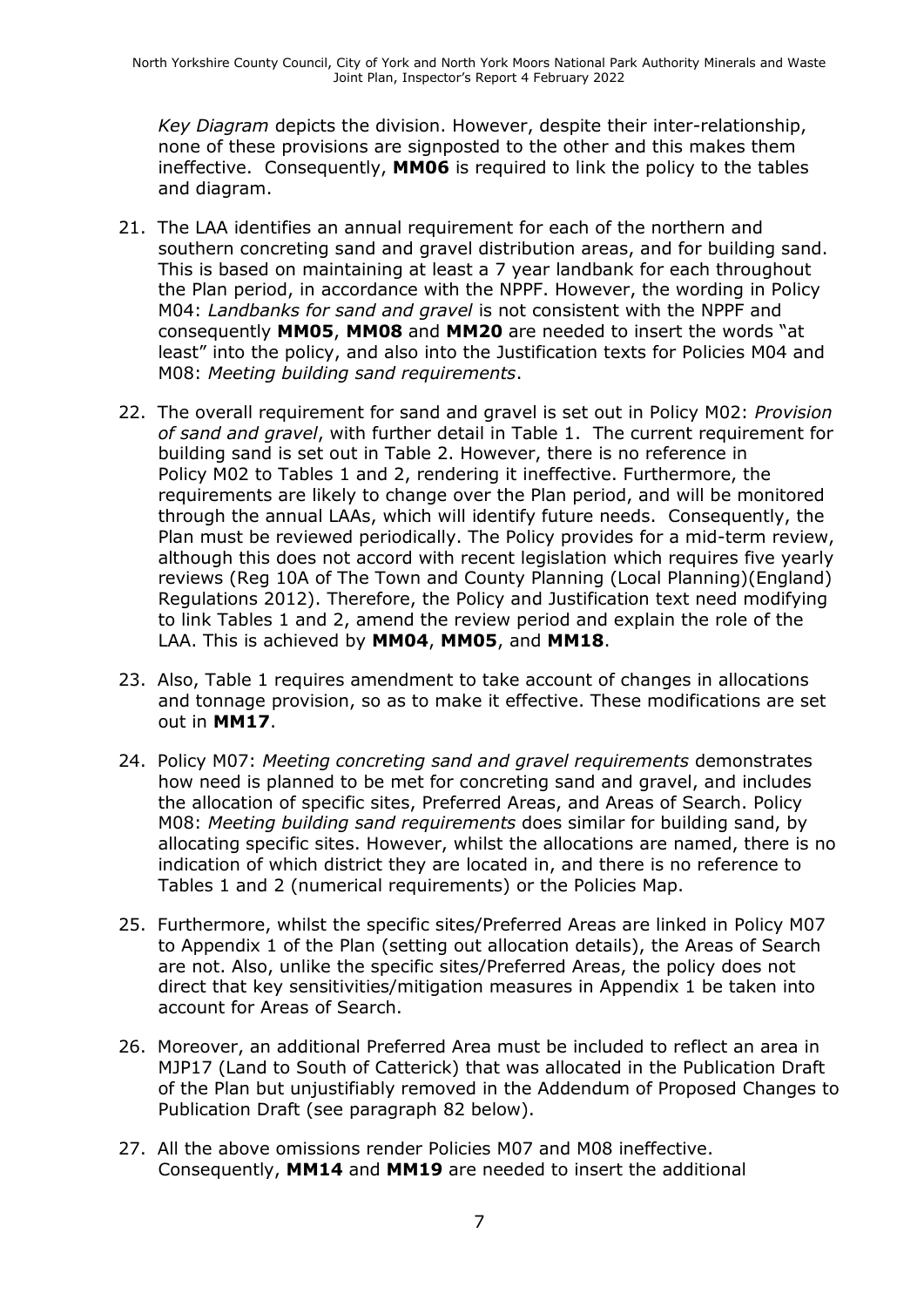*Key Diagram* depicts the division. However, despite their inter-relationship, none of these provisions are signposted to the other and this makes them ineffective. Consequently, **MM06** is required to link the policy to the tables and diagram.

21. The LAA identifies an annual requirement for each of the northern and southern concreting sand and gravel distribution areas, and for building sand. This is based on maintaining at least a 7 year landbank for each throughout the Plan period, in accordance with the NPPF. However, the wording in Policy M04: *Landbanks for sand and gravel* is not consistent with the NPPF and consequently **MM05**, **MM08** and **MM20** are needed to insert the words "at least" into the policy, and also into the Justification texts for Policies M04 and M08: *Meeting building sand requirements*.

22. The overall requirement for sand and gravel is set out in Policy M02: *Provision of sand and gravel*, with further detail in Table 1. The current requirement for building sand is set out in Table 2. However, there is no reference in Policy M02 to Tables 1 and 2, rendering it ineffective. Furthermore, the requirements are likely to change over the Plan period, and will be monitored through the annual LAAs, which will identify future needs. Consequently, the Plan must be reviewed periodically. The Policy provides for a mid-term review, although this does not accord with recent legislation which requires five yearly reviews (Reg 10A of The Town and County Planning (Local Planning)(England) Regulations 2012). Therefore, the Policy and Justification text need modifying to link Tables 1 and 2, amend the review period and explain the role of the LAA. This is achieved by **MM04**, **MM05**, and **MM18**.

23. Also, Table 1 requires amendment to take account of changes in allocations and tonnage provision, so as to make it effective. These modifications are set out in **MM17**.

24. Policy M07: *Meeting concreting sand and gravel requirements* demonstrates how need is planned to be met for concreting sand and gravel, and includes the allocation of specific sites, Preferred Areas, and Areas of Search. Policy M08: *Meeting building sand requirements* does similar for building sand, by allocating specific sites. However, whilst the allocations are named, there is no indication of which district they are located in, and there is no reference to Tables 1 and 2 (numerical requirements) or the Policies Map.

25. Furthermore, whilst the specific sites/Preferred Areas are linked in Policy M07 to Appendix 1 of the Plan (setting out allocation details), the Areas of Search are not. Also, unlike the specific sites/Preferred Areas, the policy does not direct that key sensitivities/mitigation measures in Appendix 1 be taken into account for Areas of Search.

26. Moreover, an additional Preferred Area must be included to reflect an area in MJP17 (Land to South of Catterick) that was allocated in the Publication Draft of the Plan but unjustifiably removed in the Addendum of Proposed Changes to Publication Draft (see paragraph 82 below).

27. All the above omissions render Policies M07 and M08 ineffective. Consequently, **MM14** and **MM19** are needed to insert the additional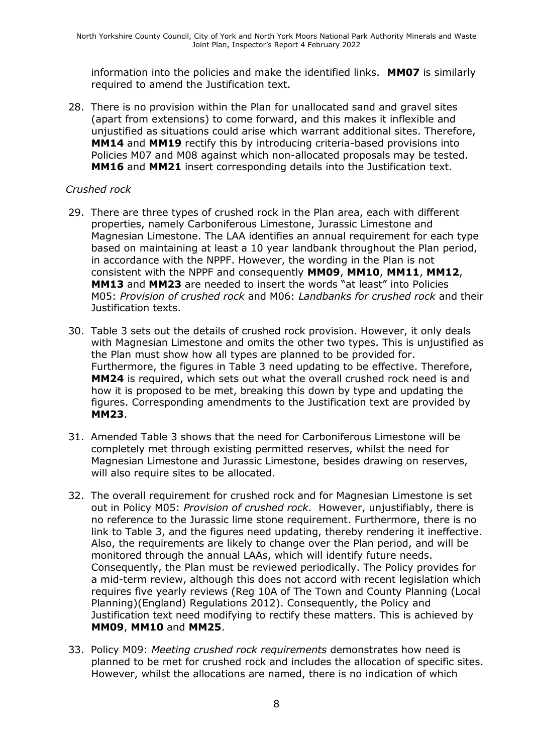information into the policies and make the identified links. **MM07** is similarly required to amend the Justification text.

28. There is no provision within the Plan for unallocated sand and gravel sites (apart from extensions) to come forward, and this makes it inflexible and unjustified as situations could arise which warrant additional sites. Therefore, **MM14** and **MM19** rectify this by introducing criteria-based provisions into Policies M07 and M08 against which non-allocated proposals may be tested. **MM16** and **MM21** insert corresponding details into the Justification text.

*Crushed rock*

29. There are three types of crushed rock in the Plan area, each with different properties, namely Carboniferous Limestone, Jurassic Limestone and Magnesian Limestone. The LAA identifies an annual requirement for each type based on maintaining at least a 10 year landbank throughout the Plan period, in accordance with the NPPF. However, the wording in the Plan is not consistent with the NPPF and consequently **MM09**, **MM10**, **MM11**, **MM12**, **MM13** and **MM23** are needed to insert the words "at least" into Policies M05: *Provision of crushed rock* and M06: *Landbanks for crushed rock* and their Justification texts.

30. Table 3 sets out the details of crushed rock provision. However, it only deals with Magnesian Limestone and omits the other two types. This is unjustified as the Plan must show how all types are planned to be provided for. Furthermore, the figures in Table 3 need updating to be effective. Therefore, **MM24** is required, which sets out what the overall crushed rock need is and how it is proposed to be met, breaking this down by type and updating the figures. Corresponding amendments to the Justification text are provided by **MM23**.

31. Amended Table 3 shows that the need for Carboniferous Limestone will be completely met through existing permitted reserves, whilst the need for Magnesian Limestone and Jurassic Limestone, besides drawing on reserves, will also require sites to be allocated.

32. The overall requirement for crushed rock and for Magnesian Limestone is set out in Policy M05: *Provision of crushed rock*. However, unjustifiably, there is no reference to the Jurassic lime stone requirement. Furthermore, there is no link to Table 3, and the figures need updating, thereby rendering it ineffective. Also, the requirements are likely to change over the Plan period, and will be monitored through the annual LAAs, which will identify future needs. Consequently, the Plan must be reviewed periodically. The Policy provides for a mid-term review, although this does not accord with recent legislation which requires five yearly reviews (Reg 10A of The Town and County Planning (Local Planning)(England) Regulations 2012). Consequently, the Policy and Justification text need modifying to rectify these matters. This is achieved by **MM09**, **MM10** and **MM25**.

33. Policy M09: *Meeting crushed rock requirements* demonstrates how need is planned to be met for crushed rock and includes the allocation of specific sites. However, whilst the allocations are named, there is no indication of which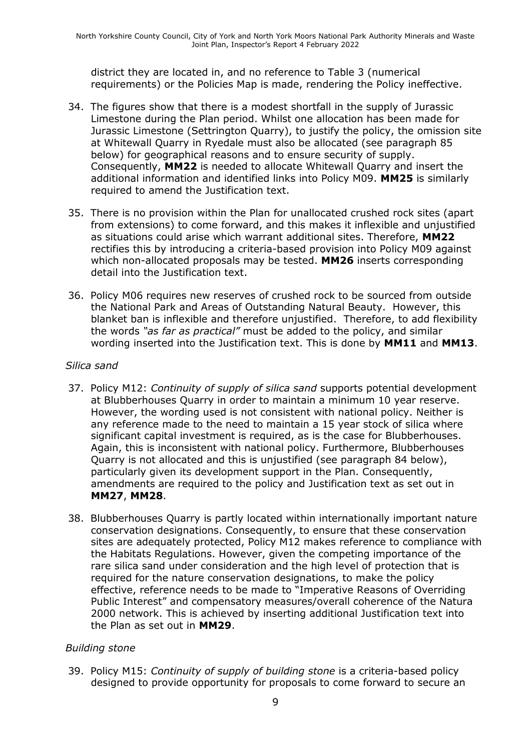district they are located in, and no reference to Table 3 (numerical requirements) or the Policies Map is made, rendering the Policy ineffective.

34. The figures show that there is a modest shortfall in the supply of Jurassic Limestone during the Plan period. Whilst one allocation has been made for Jurassic Limestone (Settrington Quarry), to justify the policy, the omission site at Whitewall Quarry in Ryedale must also be allocated (see paragraph 85 below) for geographical reasons and to ensure security of supply. Consequently, **MM22** is needed to allocate Whitewall Quarry and insert the additional information and identified links into Policy M09. **MM25** is similarly required to amend the Justification text.

35. There is no provision within the Plan for unallocated crushed rock sites (apart from extensions) to come forward, and this makes it inflexible and unjustified as situations could arise which warrant additional sites. Therefore, **MM22** rectifies this by introducing a criteria-based provision into Policy M09 against which non-allocated proposals may be tested. **MM26** inserts corresponding detail into the Justification text.

36. Policy M06 requires new reserves of crushed rock to be sourced from outside the National Park and Areas of Outstanding Natural Beauty. However, this blanket ban is inflexible and therefore unjustified. Therefore, to add flexibility the words *"as far as practical"* must be added to the policy, and similar wording inserted into the Justification text. This is done by **MM11** and **MM13**.

*Silica sand*

37. Policy M12: *Continuity of supply of silica sand* supports potential development at Blubberhouses Quarry in order to maintain a minimum 10 year reserve. However, the wording used is not consistent with national policy. Neither is any reference made to the need to maintain a 15 year stock of silica where significant capital investment is required, as is the case for Blubberhouses. Again, this is inconsistent with national policy. Furthermore, Blubberhouses Quarry is not allocated and this is unjustified (see paragraph 84 below), particularly given its development support in the Plan. Consequently, amendments are required to the policy and Justification text as set out in **MM27**, **MM28**.

38. Blubberhouses Quarry is partly located within internationally important nature conservation designations. Consequently, to ensure that these conservation sites are adequately protected, Policy M12 makes reference to compliance with the Habitats Regulations. However, given the competing importance of the rare silica sand under consideration and the high level of protection that is required for the nature conservation designations, to make the policy effective, reference needs to be made to "Imperative Reasons of Overriding Public Interest" and compensatory measures/overall coherence of the Natura 2000 network. This is achieved by inserting additional Justification text into the Plan as set out in **MM29**.

*Building stone*

39. Policy M15: *Continuity of supply of building stone* is a criteria-based policy designed to provide opportunity for proposals to come forward to secure an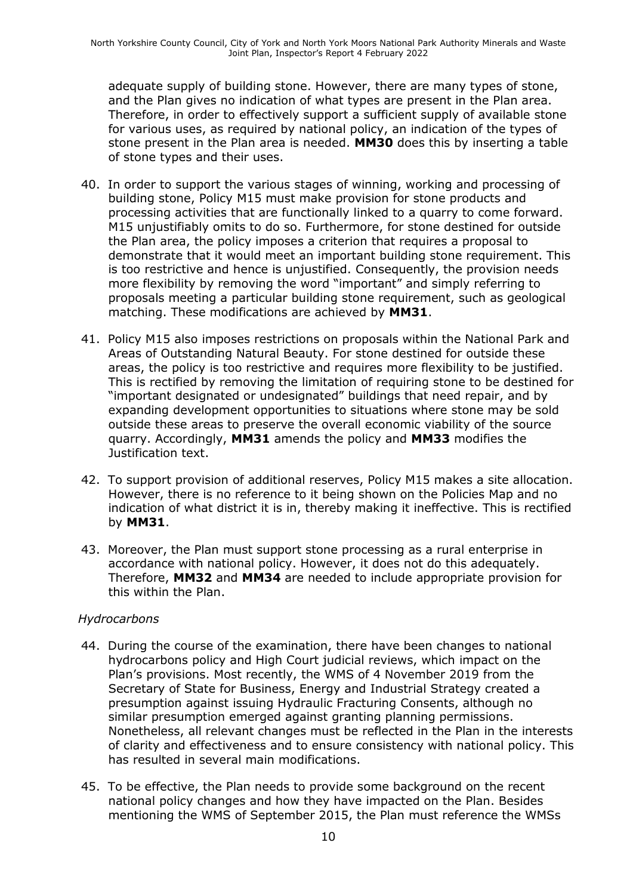adequate supply of building stone. However, there are many types of stone, and the Plan gives no indication of what types are present in the Plan area. Therefore, in order to effectively support a sufficient supply of available stone for various uses, as required by national policy, an indication of the types of stone present in the Plan area is needed. **MM30** does this by inserting a table of stone types and their uses.

40. In order to support the various stages of winning, working and processing of building stone, Policy M15 must make provision for stone products and processing activities that are functionally linked to a quarry to come forward. M15 unjustifiably omits to do so. Furthermore, for stone destined for outside the Plan area, the policy imposes a criterion that requires a proposal to demonstrate that it would meet an important building stone requirement. This is too restrictive and hence is unjustified. Consequently, the provision needs more flexibility by removing the word "important" and simply referring to proposals meeting a particular building stone requirement, such as geological matching. These modifications are achieved by **MM31**.

41. Policy M15 also imposes restrictions on proposals within the National Park and Areas of Outstanding Natural Beauty. For stone destined for outside these areas, the policy is too restrictive and requires more flexibility to be justified. This is rectified by removing the limitation of requiring stone to be destined for "important designated or undesignated" buildings that need repair, and by expanding development opportunities to situations where stone may be sold outside these areas to preserve the overall economic viability of the source quarry. Accordingly, **MM31** amends the policy and **MM33** modifies the Justification text.

42. To support provision of additional reserves, Policy M15 makes a site allocation. However, there is no reference to it being shown on the Policies Map and no indication of what district it is in, thereby making it ineffective. This is rectified by **MM31**.

43. Moreover, the Plan must support stone processing as a rural enterprise in accordance with national policy. However, it does not do this adequately. Therefore, **MM32** and **MM34** are needed to include appropriate provision for this within the Plan.

*Hydrocarbons*

44. During the course of the examination, there have been changes to national hydrocarbons policy and High Court judicial reviews, which impact on the Plan's provisions. Most recently, the WMS of 4 November 2019 from the Secretary of State for Business, Energy and Industrial Strategy created a presumption against issuing Hydraulic Fracturing Consents, although no similar presumption emerged against granting planning permissions. Nonetheless, all relevant changes must be reflected in the Plan in the interests of clarity and effectiveness and to ensure consistency with national policy. This has resulted in several main modifications.

45. To be effective, the Plan needs to provide some background on the recent national policy changes and how they have impacted on the Plan. Besides mentioning the WMS of September 2015, the Plan must reference the WMSs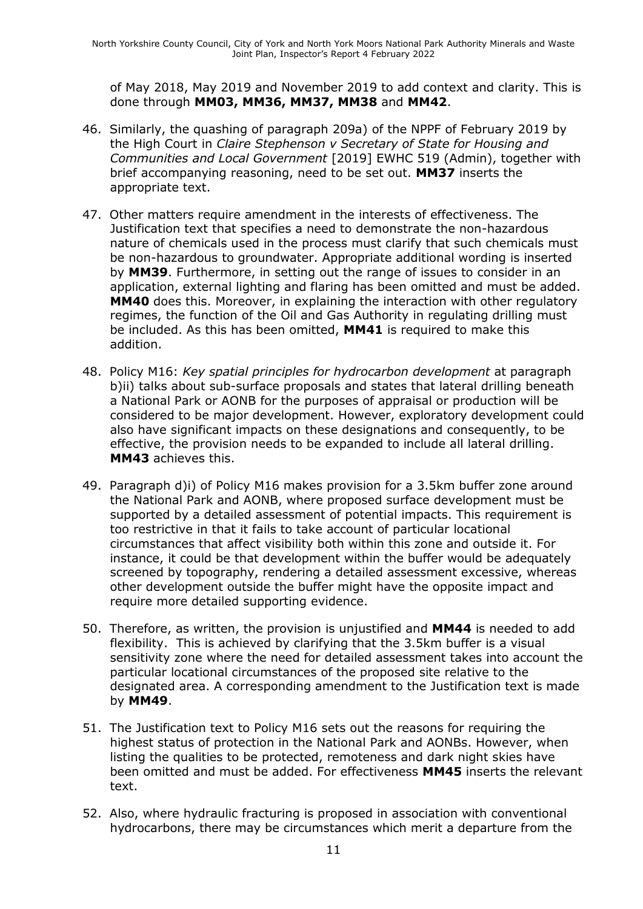of May 2018, May 2019 and November 2019 to add context and clarity. This is done through **MM03, MM36, MM37, MM38** and **MM42**.

46. Similarly, the quashing of paragraph 209a) of the NPPF of February 2019 by the High Court in *Claire Stephenson v Secretary of State for Housing and Communities and Local Government* [2019] EWHC 519 (Admin), together with brief accompanying reasoning, need to be set out. **MM37** inserts the appropriate text.

47. Other matters require amendment in the interests of effectiveness. The Justification text that specifies a need to demonstrate the non-hazardous nature of chemicals used in the process must clarify that such chemicals must be non-hazardous to groundwater. Appropriate additional wording is inserted by **MM39**. Furthermore, in setting out the range of issues to consider in an application, external lighting and flaring has been omitted and must be added. **MM40** does this. Moreover, in explaining the interaction with other regulatory regimes, the function of the Oil and Gas Authority in regulating drilling must be included. As this has been omitted, **MM41** is required to make this addition.

48. Policy M16: *Key spatial principles for hydrocarbon development* at paragraph b)ii) talks about sub-surface proposals and states that lateral drilling beneath a National Park or AONB for the purposes of appraisal or production will be considered to be major development. However, exploratory development could also have significant impacts on these designations and consequently, to be effective, the provision needs to be expanded to include all lateral drilling. **MM43** achieves this.

49. Paragraph d)i) of Policy M16 makes provision for a 3.5km buffer zone around the National Park and AONB, where proposed surface development must be supported by a detailed assessment of potential impacts. This requirement is too restrictive in that it fails to take account of particular locational circumstances that affect visibility both within this zone and outside it. For instance, it could be that development within the buffer would be adequately screened by topography, rendering a detailed assessment excessive, whereas other development outside the buffer might have the opposite impact and require more detailed supporting evidence.

50. Therefore, as written, the provision is unjustified and **MM44** is needed to add flexibility. This is achieved by clarifying that the 3.5km buffer is a visual sensitivity zone where the need for detailed assessment takes into account the particular locational circumstances of the proposed site relative to the designated area. A corresponding amendment to the Justification text is made by **MM49**.

51. The Justification text to Policy M16 sets out the reasons for requiring the highest status of protection in the National Park and AONBs. However, when listing the qualities to be protected, remoteness and dark night skies have been omitted and must be added. For effectiveness **MM45** inserts the relevant text.

52. Also, where hydraulic fracturing is proposed in association with conventional hydrocarbons, there may be circumstances which merit a departure from the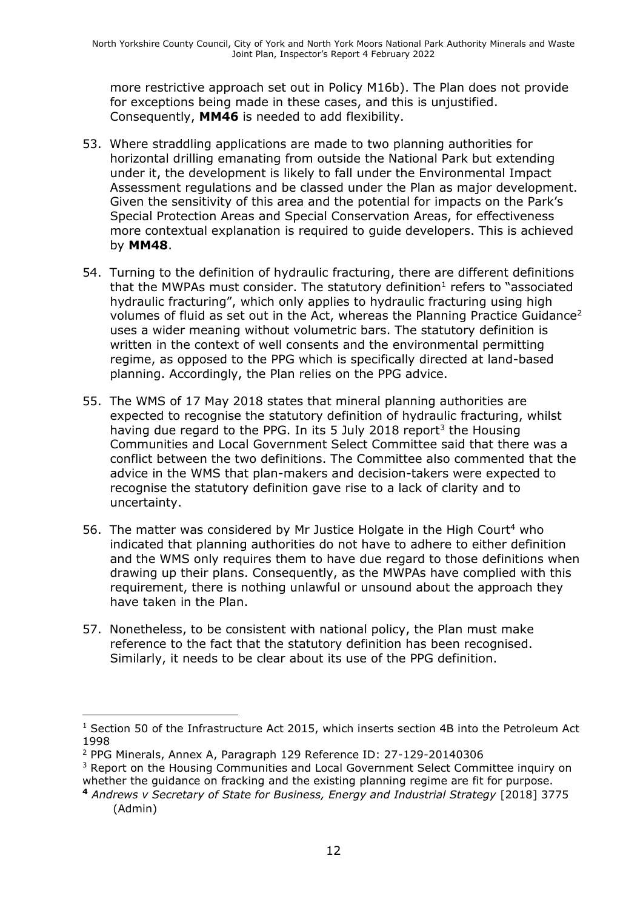more restrictive approach set out in Policy M16b). The Plan does not provide for exceptions being made in these cases, and this is unjustified. Consequently, **MM46** is needed to add flexibility.

53. Where straddling applications are made to two planning authorities for horizontal drilling emanating from outside the National Park but extending under it, the development is likely to fall under the Environmental Impact Assessment regulations and be classed under the Plan as major development. Given the sensitivity of this area and the potential for impacts on the Park's Special Protection Areas and Special Conservation Areas, for effectiveness more contextual explanation is required to guide developers. This is achieved by **MM48**.

54. Turning to the definition of hydraulic fracturing, there are different definitions that the MWPAs must consider. The statutory definition[1] refers to "associated hydraulic fracturing", which only applies to hydraulic fracturing using high volumes of fluid as set out in the Act, whereas the Planning Practice Guidance[2] uses a wider meaning without volumetric bars. The statutory definition is written in the context of well consents and the environmental permitting regime, as opposed to the PPG which is specifically directed at land-based planning. Accordingly, the Plan relies on the PPG advice.

55. The WMS of 17 May 2018 states that mineral planning authorities are expected to recognise the statutory definition of hydraulic fracturing, whilst having due regard to the PPG. In its 5 July 2018 report[3] the Housing Communities and Local Government Select Committee said that there was a conflict between the two definitions. The Committee also commented that the advice in the WMS that plan-makers and decision-takers were expected to recognise the statutory definition gave rise to a lack of clarity and to uncertainty.

56. The matter was considered by Mr Justice Holgate in the High Court[4] who indicated that planning authorities do not have to adhere to either definition and the WMS only requires them to have due regard to those definitions when drawing up their plans. Consequently, as the MWPAs have complied with this requirement, there is nothing unlawful or unsound about the approach they have taken in the Plan.

57. Nonetheless, to be consistent with national policy, the Plan must make reference to the fact that the statutory definition has been recognised. Similarly, it needs to be clear about its use of the PPG definition.

---

[1] Section 50 of the Infrastructure Act 2015, which inserts section 4B into the Petroleum Act 1998

[2] PPG Minerals, Annex A, Paragraph 129 Reference ID: 27-129-20140306

[3] Report on the Housing Communities and Local Government Select Committee inquiry on whether the guidance on fracking and the existing planning regime are fit for purpose.

[4] *Andrews v Secretary of State for Business, Energy and Industrial Strategy* [2018] 3775 (Admin)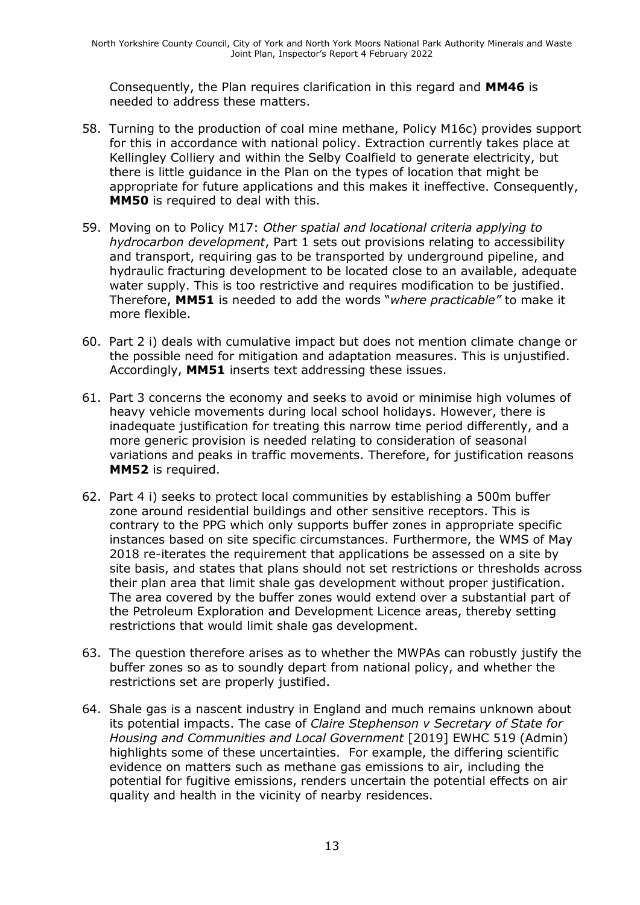Consequently, the Plan requires clarification in this regard and **MM46** is needed to address these matters.

58. Turning to the production of coal mine methane, Policy M16c) provides support for this in accordance with national policy. Extraction currently takes place at Kellingley Colliery and within the Selby Coalfield to generate electricity, but there is little guidance in the Plan on the types of location that might be appropriate for future applications and this makes it ineffective. Consequently, **MM50** is required to deal with this.

59. Moving on to Policy M17: *Other spatial and locational criteria applying to hydrocarbon development*, Part 1 sets out provisions relating to accessibility and transport, requiring gas to be transported by underground pipeline, and hydraulic fracturing development to be located close to an available, adequate water supply. This is too restrictive and requires modification to be justified. Therefore, **MM51** is needed to add the words "*where practicable"* to make it more flexible.

60. Part 2 i) deals with cumulative impact but does not mention climate change or the possible need for mitigation and adaptation measures. This is unjustified. Accordingly, **MM51** inserts text addressing these issues.

61. Part 3 concerns the economy and seeks to avoid or minimise high volumes of heavy vehicle movements during local school holidays. However, there is inadequate justification for treating this narrow time period differently, and a more generic provision is needed relating to consideration of seasonal variations and peaks in traffic movements. Therefore, for justification reasons **MM52** is required.

62. Part 4 i) seeks to protect local communities by establishing a 500m buffer zone around residential buildings and other sensitive receptors. This is contrary to the PPG which only supports buffer zones in appropriate specific instances based on site specific circumstances. Furthermore, the WMS of May 2018 re-iterates the requirement that applications be assessed on a site by site basis, and states that plans should not set restrictions or thresholds across their plan area that limit shale gas development without proper justification. The area covered by the buffer zones would extend over a substantial part of the Petroleum Exploration and Development Licence areas, thereby setting restrictions that would limit shale gas development.

63. The question therefore arises as to whether the MWPAs can robustly justify the buffer zones so as to soundly depart from national policy, and whether the restrictions set are properly justified.

64. Shale gas is a nascent industry in England and much remains unknown about its potential impacts. The case of *Claire Stephenson v Secretary of State for Housing and Communities and Local Government* [2019] EWHC 519 (Admin) highlights some of these uncertainties. For example, the differing scientific evidence on matters such as methane gas emissions to air, including the potential for fugitive emissions, renders uncertain the potential effects on air quality and health in the vicinity of nearby residences.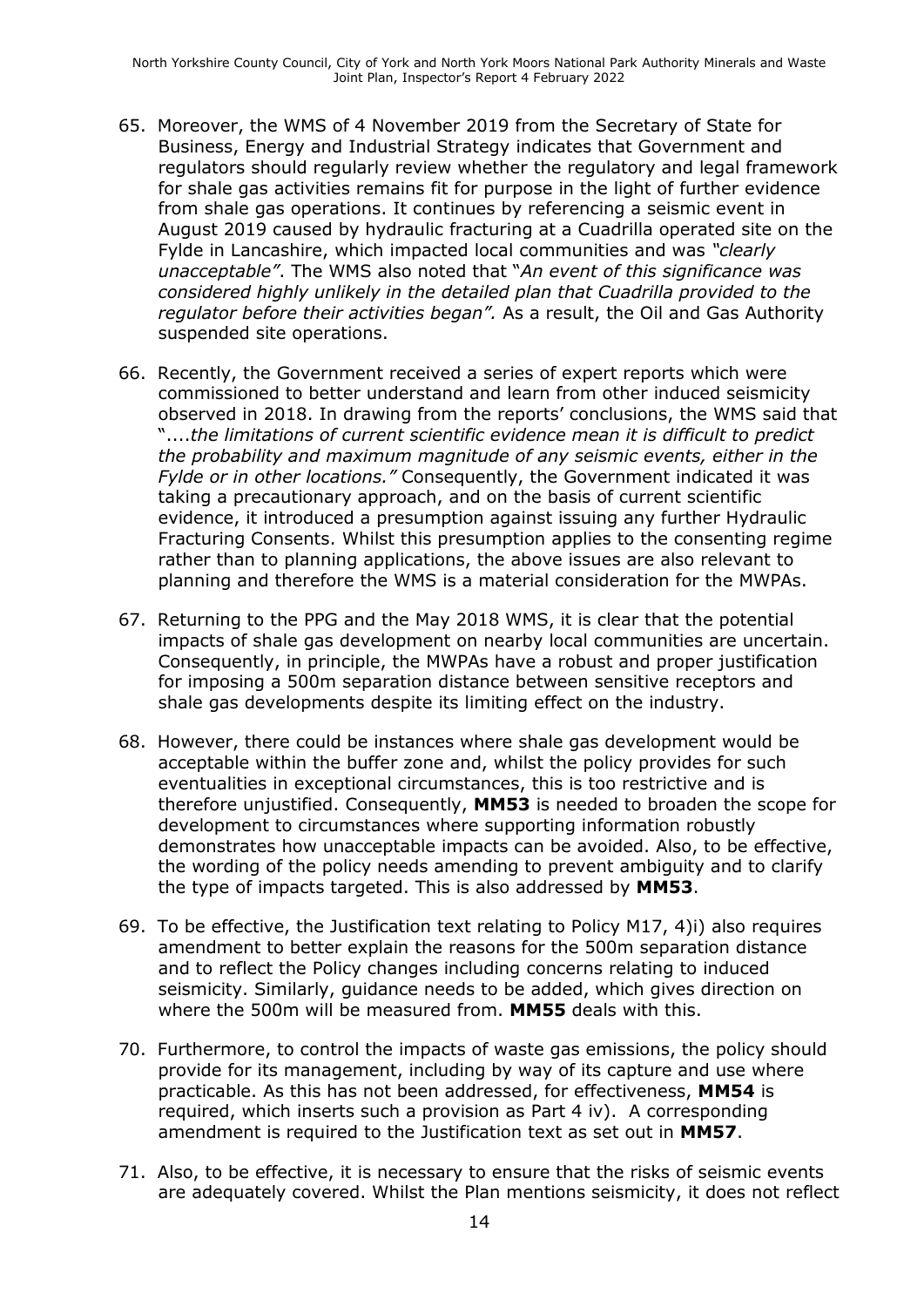65. Moreover, the WMS of 4 November 2019 from the Secretary of State for Business, Energy and Industrial Strategy indicates that Government and regulators should regularly review whether the regulatory and legal framework for shale gas activities remains fit for purpose in the light of further evidence from shale gas operations. It continues by referencing a seismic event in August 2019 caused by hydraulic fracturing at a Cuadrilla operated site on the Fylde in Lancashire, which impacted local communities and was *"clearly unacceptable"*. The WMS also noted that "*An event of this significance was considered highly unlikely in the detailed plan that Cuadrilla provided to the regulator before their activities began".* As a result, the Oil and Gas Authority suspended site operations.

66. Recently, the Government received a series of expert reports which were commissioned to better understand and learn from other induced seismicity observed in 2018. In drawing from the reports' conclusions, the WMS said that "....*the limitations of current scientific evidence mean it is difficult to predict the probability and maximum magnitude of any seismic events, either in the Fylde or in other locations."* Consequently, the Government indicated it was taking a precautionary approach, and on the basis of current scientific evidence, it introduced a presumption against issuing any further Hydraulic Fracturing Consents. Whilst this presumption applies to the consenting regime rather than to planning applications, the above issues are also relevant to planning and therefore the WMS is a material consideration for the MWPAs.

67. Returning to the PPG and the May 2018 WMS, it is clear that the potential impacts of shale gas development on nearby local communities are uncertain. Consequently, in principle, the MWPAs have a robust and proper justification for imposing a 500m separation distance between sensitive receptors and shale gas developments despite its limiting effect on the industry.

68. However, there could be instances where shale gas development would be acceptable within the buffer zone and, whilst the policy provides for such eventualities in exceptional circumstances, this is too restrictive and is therefore unjustified. Consequently, **MM53** is needed to broaden the scope for development to circumstances where supporting information robustly demonstrates how unacceptable impacts can be avoided. Also, to be effective, the wording of the policy needs amending to prevent ambiguity and to clarify the type of impacts targeted. This is also addressed by **MM53**.

69. To be effective, the Justification text relating to Policy M17, 4)i) also requires amendment to better explain the reasons for the 500m separation distance and to reflect the Policy changes including concerns relating to induced seismicity. Similarly, guidance needs to be added, which gives direction on where the 500m will be measured from. **MM55** deals with this.

70. Furthermore, to control the impacts of waste gas emissions, the policy should provide for its management, including by way of its capture and use where practicable. As this has not been addressed, for effectiveness, **MM54** is required, which inserts such a provision as Part 4 iv). A corresponding amendment is required to the Justification text as set out in **MM57**.

71. Also, to be effective, it is necessary to ensure that the risks of seismic events are adequately covered. Whilst the Plan mentions seismicity, it does not reflect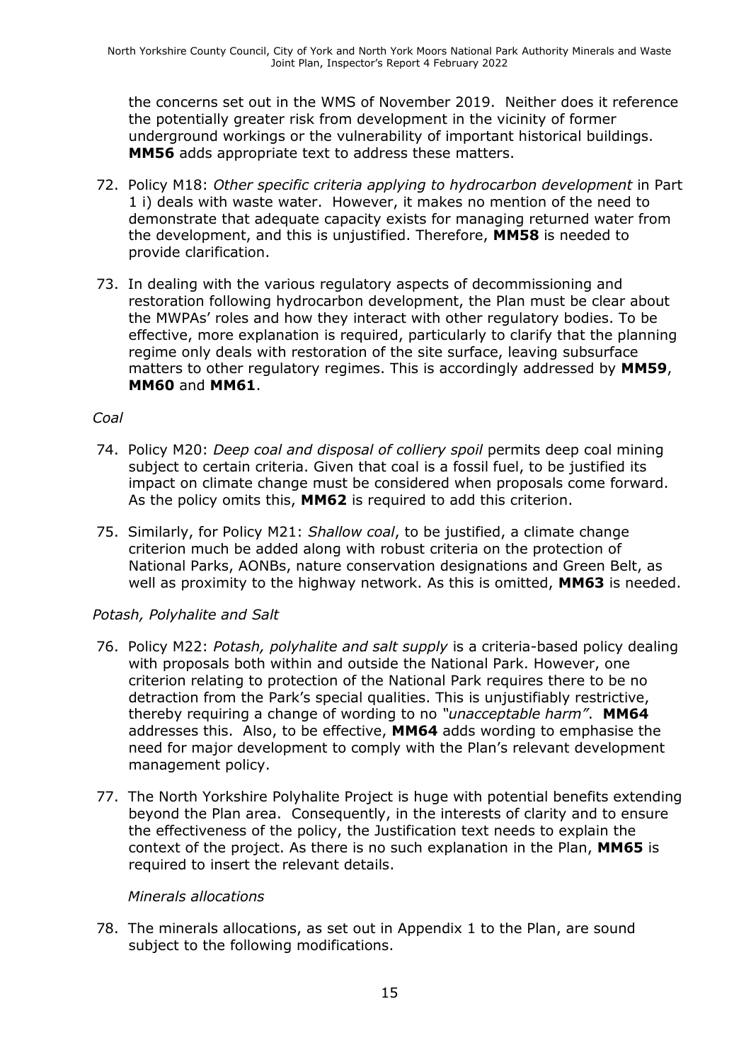the concerns set out in the WMS of November 2019. Neither does it reference the potentially greater risk from development in the vicinity of former underground workings or the vulnerability of important historical buildings. **MM56** adds appropriate text to address these matters.

72. Policy M18: *Other specific criteria applying to hydrocarbon development* in Part 1 i) deals with waste water. However, it makes no mention of the need to demonstrate that adequate capacity exists for managing returned water from the development, and this is unjustified. Therefore, **MM58** is needed to provide clarification.

73. In dealing with the various regulatory aspects of decommissioning and restoration following hydrocarbon development, the Plan must be clear about the MWPAs' roles and how they interact with other regulatory bodies. To be effective, more explanation is required, particularly to clarify that the planning regime only deals with restoration of the site surface, leaving subsurface matters to other regulatory regimes. This is accordingly addressed by **MM59**, **MM60** and **MM61**.

*Coal*

74. Policy M20: *Deep coal and disposal of colliery spoil* permits deep coal mining subject to certain criteria. Given that coal is a fossil fuel, to be justified its impact on climate change must be considered when proposals come forward. As the policy omits this, **MM62** is required to add this criterion.

75. Similarly, for Policy M21: *Shallow coal*, to be justified, a climate change criterion much be added along with robust criteria on the protection of National Parks, AONBs, nature conservation designations and Green Belt, as well as proximity to the highway network. As this is omitted, **MM63** is needed.

*Potash, Polyhalite and Salt*

76. Policy M22: *Potash, polyhalite and salt supply* is a criteria-based policy dealing with proposals both within and outside the National Park. However, one criterion relating to protection of the National Park requires there to be no detraction from the Park's special qualities. This is unjustifiably restrictive, thereby requiring a change of wording to no *"unacceptable harm"*. **MM64** addresses this. Also, to be effective, **MM64** adds wording to emphasise the need for major development to comply with the Plan's relevant development management policy.

77. The North Yorkshire Polyhalite Project is huge with potential benefits extending beyond the Plan area. Consequently, in the interests of clarity and to ensure the effectiveness of the policy, the Justification text needs to explain the context of the project. As there is no such explanation in the Plan, **MM65** is required to insert the relevant details.

*Minerals allocations*

78. The minerals allocations, as set out in Appendix 1 to the Plan, are sound subject to the following modifications.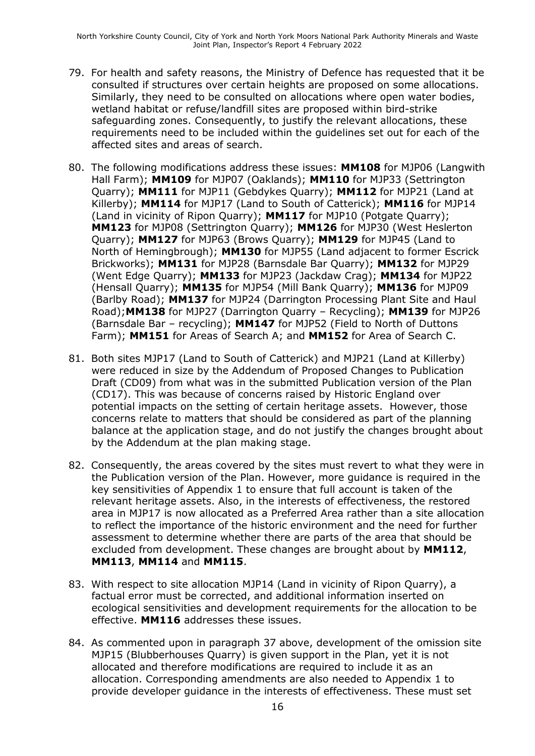79. For health and safety reasons, the Ministry of Defence has requested that it be consulted if structures over certain heights are proposed on some allocations. Similarly, they need to be consulted on allocations where open water bodies, wetland habitat or refuse/landfill sites are proposed within bird-strike safeguarding zones. Consequently, to justify the relevant allocations, these requirements need to be included within the guidelines set out for each of the affected sites and areas of search.

80. The following modifications address these issues: **MM108** for MJP06 (Langwith Hall Farm); **MM109** for MJP07 (Oaklands); **MM110** for MJP33 (Settrington Quarry); **MM111** for MJP11 (Gebdykes Quarry); **MM112** for MJP21 (Land at Killerby); **MM114** for MJP17 (Land to South of Catterick); **MM116** for MJP14 (Land in vicinity of Ripon Quarry); **MM117** for MJP10 (Potgate Quarry); **MM123** for MJP08 (Settrington Quarry); **MM126** for MJP30 (West Heslerton Quarry); **MM127** for MJP63 (Brows Quarry); **MM129** for MJP45 (Land to North of Hemingbrough); **MM130** for MJP55 (Land adjacent to former Escrick Brickworks); **MM131** for MJP28 (Barnsdale Bar Quarry); **MM132** for MJP29 (Went Edge Quarry); **MM133** for MJP23 (Jackdaw Crag); **MM134** for MJP22 (Hensall Quarry); **MM135** for MJP54 (Mill Bank Quarry); **MM136** for MJP09 (Barlby Road); **MM137** for MJP24 (Darrington Processing Plant Site and Haul Road);**MM138** for MJP27 (Darrington Quarry – Recycling); **MM139** for MJP26 (Barnsdale Bar – recycling); **MM147** for MJP52 (Field to North of Duttons Farm); **MM151** for Areas of Search A; and **MM152** for Area of Search C.

81. Both sites MJP17 (Land to South of Catterick) and MJP21 (Land at Killerby) were reduced in size by the Addendum of Proposed Changes to Publication Draft (CD09) from what was in the submitted Publication version of the Plan (CD17). This was because of concerns raised by Historic England over potential impacts on the setting of certain heritage assets. However, those concerns relate to matters that should be considered as part of the planning balance at the application stage, and do not justify the changes brought about by the Addendum at the plan making stage.

82. Consequently, the areas covered by the sites must revert to what they were in the Publication version of the Plan. However, more guidance is required in the key sensitivities of Appendix 1 to ensure that full account is taken of the relevant heritage assets. Also, in the interests of effectiveness, the restored area in MJP17 is now allocated as a Preferred Area rather than a site allocation to reflect the importance of the historic environment and the need for further assessment to determine whether there are parts of the area that should be excluded from development. These changes are brought about by **MM112**, **MM113**, **MM114** and **MM115**.

83. With respect to site allocation MJP14 (Land in vicinity of Ripon Quarry), a factual error must be corrected, and additional information inserted on ecological sensitivities and development requirements for the allocation to be effective. **MM116** addresses these issues.

84. As commented upon in paragraph 37 above, development of the omission site MJP15 (Blubberhouses Quarry) is given support in the Plan, yet it is not allocated and therefore modifications are required to include it as an allocation. Corresponding amendments are also needed to Appendix 1 to provide developer guidance in the interests of effectiveness. These must set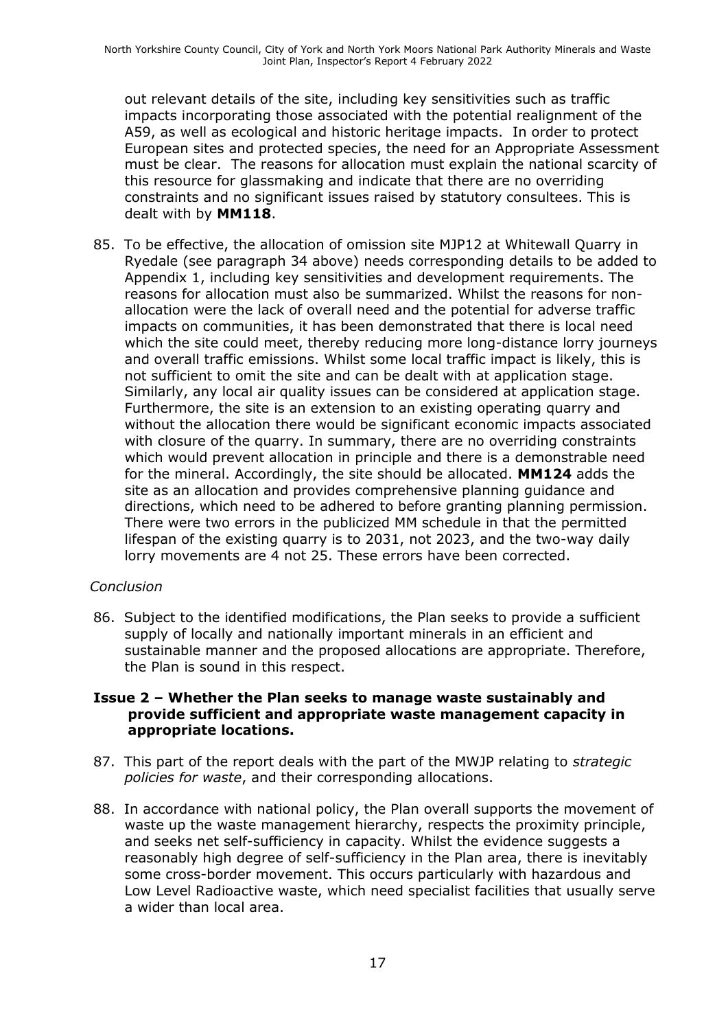out relevant details of the site, including key sensitivities such as traffic impacts incorporating those associated with the potential realignment of the A59, as well as ecological and historic heritage impacts. In order to protect European sites and protected species, the need for an Appropriate Assessment must be clear. The reasons for allocation must explain the national scarcity of this resource for glassmaking and indicate that there are no overriding constraints and no significant issues raised by statutory consultees. This is dealt with by **MM118**.

85. To be effective, the allocation of omission site MJP12 at Whitewall Quarry in Ryedale (see paragraph 34 above) needs corresponding details to be added to Appendix 1, including key sensitivities and development requirements. The reasons for allocation must also be summarized. Whilst the reasons for non-allocation were the lack of overall need and the potential for adverse traffic impacts on communities, it has been demonstrated that there is local need which the site could meet, thereby reducing more long-distance lorry journeys and overall traffic emissions. Whilst some local traffic impact is likely, this is not sufficient to omit the site and can be dealt with at application stage. Similarly, any local air quality issues can be considered at application stage. Furthermore, the site is an extension to an existing operating quarry and without the allocation there would be significant economic impacts associated with closure of the quarry. In summary, there are no overriding constraints which would prevent allocation in principle and there is a demonstrable need for the mineral. Accordingly, the site should be allocated. **MM124** adds the site as an allocation and provides comprehensive planning guidance and directions, which need to be adhered to before granting planning permission. There were two errors in the publicized MM schedule in that the permitted lifespan of the existing quarry is to 2031, not 2023, and the two-way daily lorry movements are 4 not 25. These errors have been corrected.

*Conclusion*

86. Subject to the identified modifications, the Plan seeks to provide a sufficient supply of locally and nationally important minerals in an efficient and sustainable manner and the proposed allocations are appropriate. Therefore, the Plan is sound in this respect.

### Issue 2 – Whether the Plan seeks to manage waste sustainably and provide sufficient and appropriate waste management capacity in appropriate locations.

87. This part of the report deals with the part of the MWJP relating to *strategic policies for waste*, and their corresponding allocations.

88. In accordance with national policy, the Plan overall supports the movement of waste up the waste management hierarchy, respects the proximity principle, and seeks net self-sufficiency in capacity. Whilst the evidence suggests a reasonably high degree of self-sufficiency in the Plan area, there is inevitably some cross-border movement. This occurs particularly with hazardous and Low Level Radioactive waste, which need specialist facilities that usually serve a wider than local area.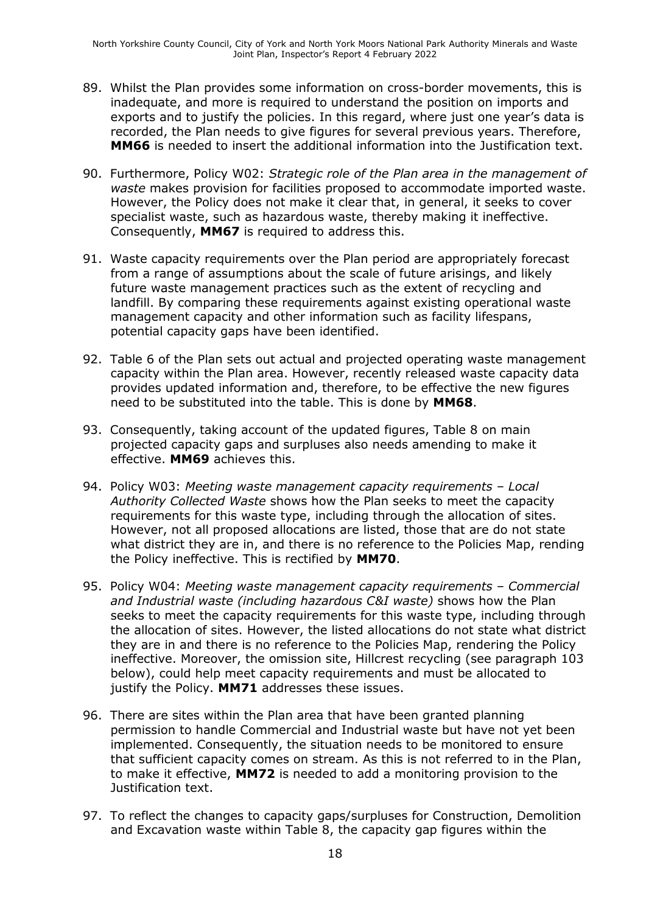89. Whilst the Plan provides some information on cross-border movements, this is inadequate, and more is required to understand the position on imports and exports and to justify the policies. In this regard, where just one year's data is recorded, the Plan needs to give figures for several previous years. Therefore, **MM66** is needed to insert the additional information into the Justification text.

90. Furthermore, Policy W02: *Strategic role of the Plan area in the management of waste* makes provision for facilities proposed to accommodate imported waste. However, the Policy does not make it clear that, in general, it seeks to cover specialist waste, such as hazardous waste, thereby making it ineffective. Consequently, **MM67** is required to address this.

91. Waste capacity requirements over the Plan period are appropriately forecast from a range of assumptions about the scale of future arisings, and likely future waste management practices such as the extent of recycling and landfill. By comparing these requirements against existing operational waste management capacity and other information such as facility lifespans, potential capacity gaps have been identified.

92. Table 6 of the Plan sets out actual and projected operating waste management capacity within the Plan area. However, recently released waste capacity data provides updated information and, therefore, to be effective the new figures need to be substituted into the table. This is done by **MM68**.

93. Consequently, taking account of the updated figures, Table 8 on main projected capacity gaps and surpluses also needs amending to make it effective. **MM69** achieves this.

94. Policy W03: *Meeting waste management capacity requirements – Local Authority Collected Waste* shows how the Plan seeks to meet the capacity requirements for this waste type, including through the allocation of sites. However, not all proposed allocations are listed, those that are do not state what district they are in, and there is no reference to the Policies Map, rending the Policy ineffective. This is rectified by **MM70**.

95. Policy W04: *Meeting waste management capacity requirements – Commercial and Industrial waste (including hazardous C&I waste)* shows how the Plan seeks to meet the capacity requirements for this waste type, including through the allocation of sites. However, the listed allocations do not state what district they are in and there is no reference to the Policies Map, rendering the Policy ineffective. Moreover, the omission site, Hillcrest recycling (see paragraph 103 below), could help meet capacity requirements and must be allocated to justify the Policy. **MM71** addresses these issues.

96. There are sites within the Plan area that have been granted planning permission to handle Commercial and Industrial waste but have not yet been implemented. Consequently, the situation needs to be monitored to ensure that sufficient capacity comes on stream. As this is not referred to in the Plan, to make it effective, **MM72** is needed to add a monitoring provision to the Justification text.

97. To reflect the changes to capacity gaps/surpluses for Construction, Demolition and Excavation waste within Table 8, the capacity gap figures within the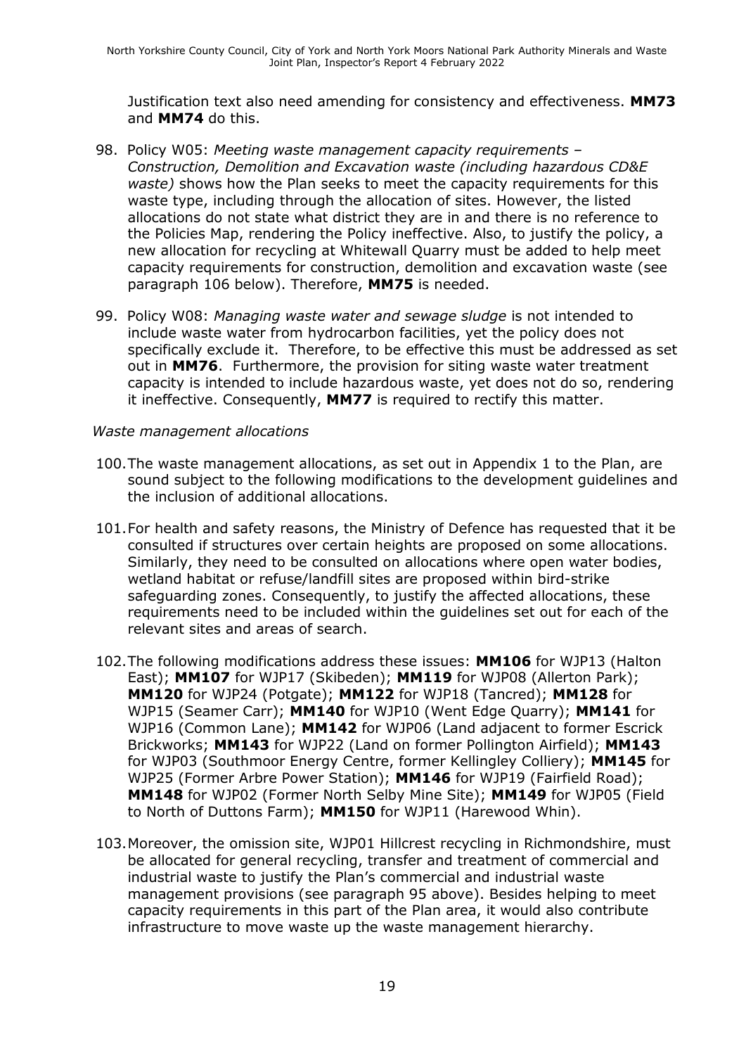Justification text also need amending for consistency and effectiveness. **MM73** and **MM74** do this.

98. Policy W05: *Meeting waste management capacity requirements – Construction, Demolition and Excavation waste (including hazardous CD&E waste)* shows how the Plan seeks to meet the capacity requirements for this waste type, including through the allocation of sites. However, the listed allocations do not state what district they are in and there is no reference to the Policies Map, rendering the Policy ineffective. Also, to justify the policy, a new allocation for recycling at Whitewall Quarry must be added to help meet capacity requirements for construction, demolition and excavation waste (see paragraph 106 below). Therefore, **MM75** is needed.

99. Policy W08: *Managing waste water and sewage sludge* is not intended to include waste water from hydrocarbon facilities, yet the policy does not specifically exclude it. Therefore, to be effective this must be addressed as set out in **MM76**. Furthermore, the provision for siting waste water treatment capacity is intended to include hazardous waste, yet does not do so, rendering it ineffective. Consequently, **MM77** is required to rectify this matter.

*Waste management allocations*

100. The waste management allocations, as set out in Appendix 1 to the Plan, are sound subject to the following modifications to the development guidelines and the inclusion of additional allocations.

101. For health and safety reasons, the Ministry of Defence has requested that it be consulted if structures over certain heights are proposed on some allocations. Similarly, they need to be consulted on allocations where open water bodies, wetland habitat or refuse/landfill sites are proposed within bird-strike safeguarding zones. Consequently, to justify the affected allocations, these requirements need to be included within the guidelines set out for each of the relevant sites and areas of search.

102. The following modifications address these issues: **MM106** for WJP13 (Halton East); **MM107** for WJP17 (Skibeden); **MM119** for WJP08 (Allerton Park); **MM120** for WJP24 (Potgate); **MM122** for WJP18 (Tancred); **MM128** for WJP15 (Seamer Carr); **MM140** for WJP10 (Went Edge Quarry); **MM141** for WJP16 (Common Lane); **MM142** for WJP06 (Land adjacent to former Escrick Brickworks; **MM143** for WJP22 (Land on former Pollington Airfield); **MM143** for WJP03 (Southmoor Energy Centre, former Kellingley Colliery); **MM145** for WJP25 (Former Arbre Power Station); **MM146** for WJP19 (Fairfield Road); **MM148** for WJP02 (Former North Selby Mine Site); **MM149** for WJP05 (Field to North of Duttons Farm); **MM150** for WJP11 (Harewood Whin).

103. Moreover, the omission site, WJP01 Hillcrest recycling in Richmondshire, must be allocated for general recycling, transfer and treatment of commercial and industrial waste to justify the Plan's commercial and industrial waste management provisions (see paragraph 95 above). Besides helping to meet capacity requirements in this part of the Plan area, it would also contribute infrastructure to move waste up the waste management hierarchy.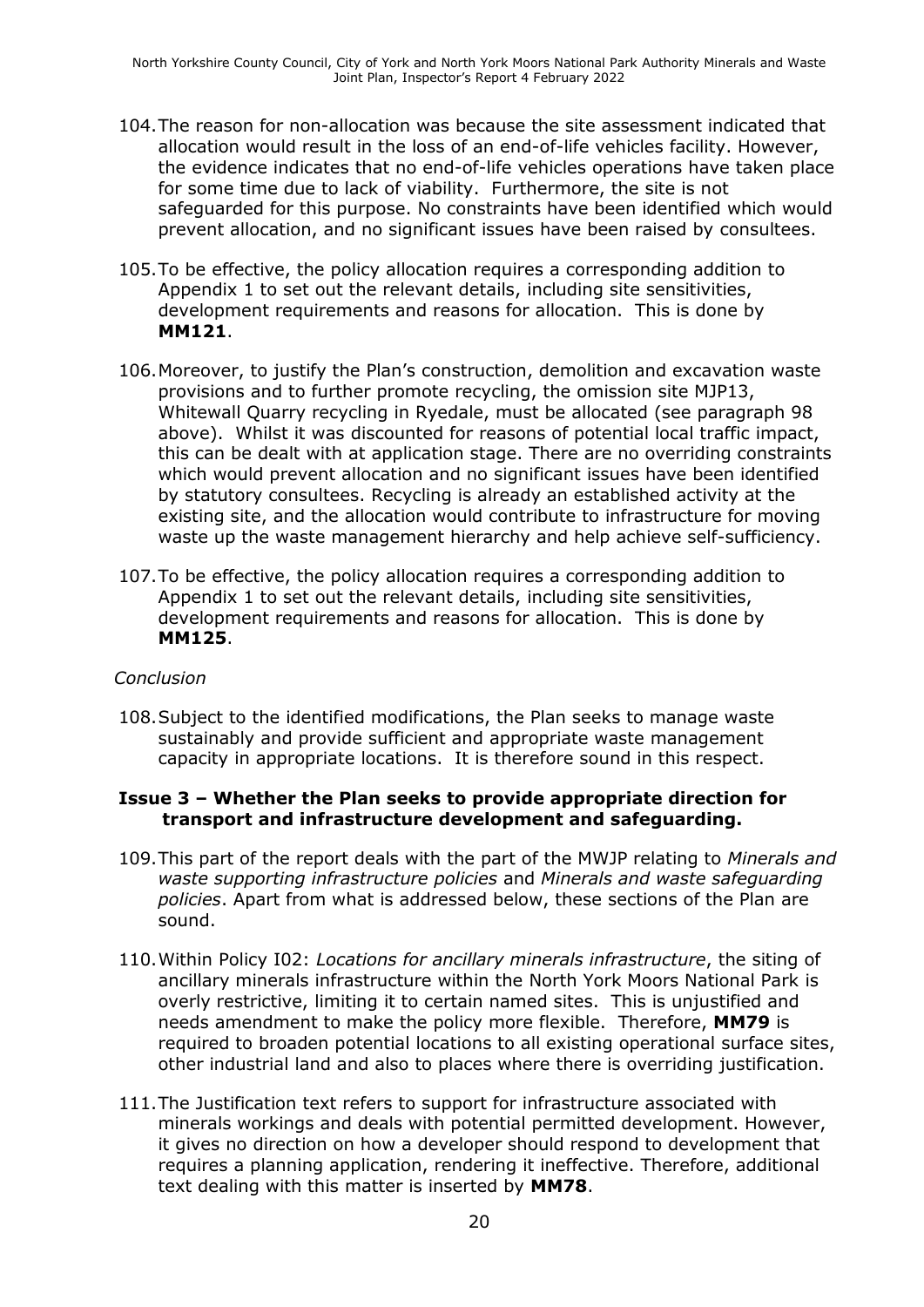104. The reason for non-allocation was because the site assessment indicated that allocation would result in the loss of an end-of-life vehicles facility. However, the evidence indicates that no end-of-life vehicles operations have taken place for some time due to lack of viability. Furthermore, the site is not safeguarded for this purpose. No constraints have been identified which would prevent allocation, and no significant issues have been raised by consultees.

105. To be effective, the policy allocation requires a corresponding addition to Appendix 1 to set out the relevant details, including site sensitivities, development requirements and reasons for allocation. This is done by **MM121**.

106. Moreover, to justify the Plan's construction, demolition and excavation waste provisions and to further promote recycling, the omission site MJP13, Whitewall Quarry recycling in Ryedale, must be allocated (see paragraph 98 above). Whilst it was discounted for reasons of potential local traffic impact, this can be dealt with at application stage. There are no overriding constraints which would prevent allocation and no significant issues have been identified by statutory consultees. Recycling is already an established activity at the existing site, and the allocation would contribute to infrastructure for moving waste up the waste management hierarchy and help achieve self-sufficiency.

107. To be effective, the policy allocation requires a corresponding addition to Appendix 1 to set out the relevant details, including site sensitivities, development requirements and reasons for allocation. This is done by **MM125**.

*Conclusion*

108. Subject to the identified modifications, the Plan seeks to manage waste sustainably and provide sufficient and appropriate waste management capacity in appropriate locations. It is therefore sound in this respect.

### Issue 3 – Whether the Plan seeks to provide appropriate direction for transport and infrastructure development and safeguarding.

109. This part of the report deals with the part of the MWJP relating to *Minerals and waste supporting infrastructure policies* and *Minerals and waste safeguarding policies*. Apart from what is addressed below, these sections of the Plan are sound.

110. Within Policy I02: *Locations for ancillary minerals infrastructure*, the siting of ancillary minerals infrastructure within the North York Moors National Park is overly restrictive, limiting it to certain named sites. This is unjustified and needs amendment to make the policy more flexible. Therefore, **MM79** is required to broaden potential locations to all existing operational surface sites, other industrial land and also to places where there is overriding justification.

111. The Justification text refers to support for infrastructure associated with minerals workings and deals with potential permitted development. However, it gives no direction on how a developer should respond to development that requires a planning application, rendering it ineffective. Therefore, additional text dealing with this matter is inserted by **MM78**.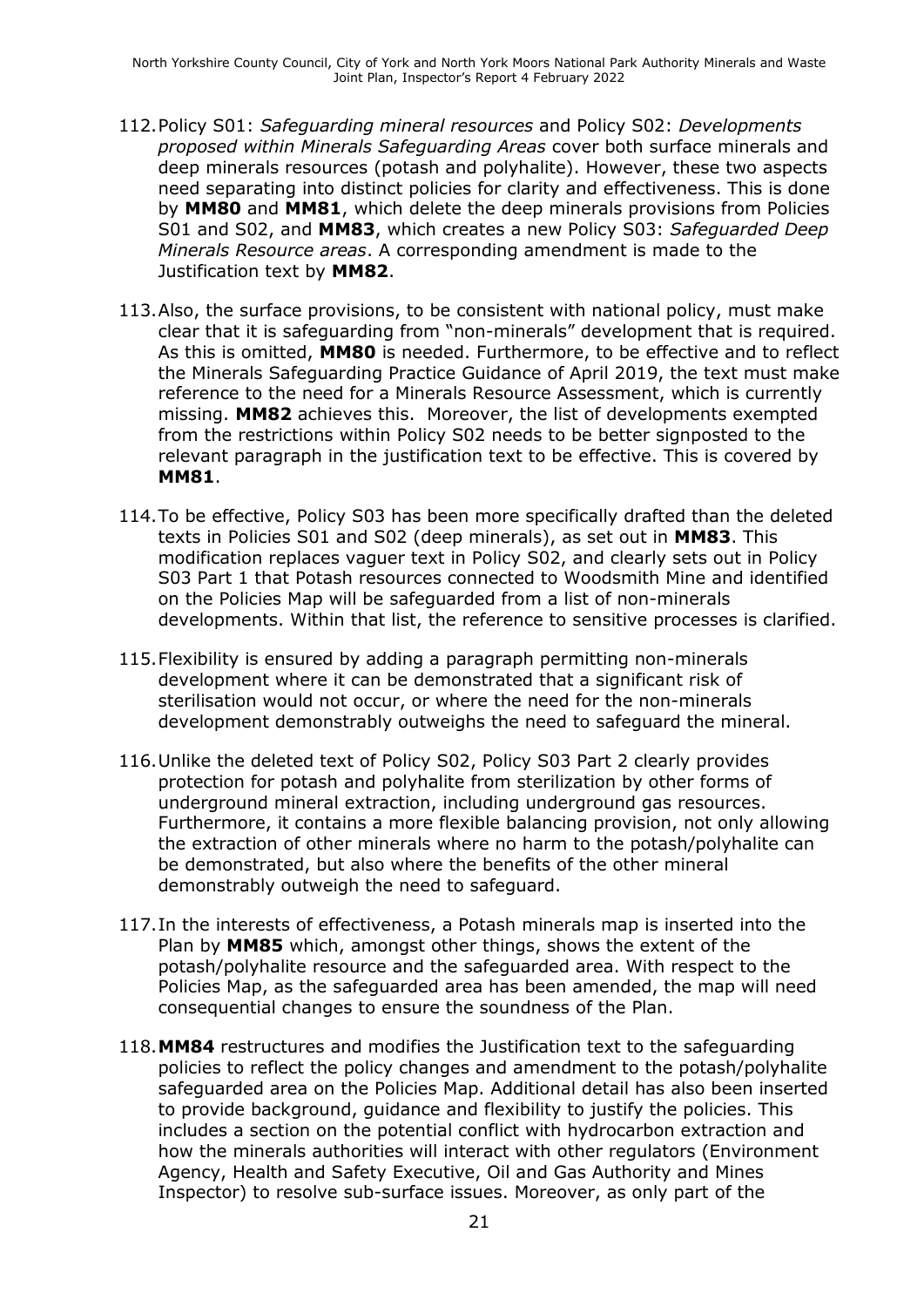112. Policy S01: *Safeguarding mineral resources* and Policy S02: *Developments proposed within Minerals Safeguarding Areas* cover both surface minerals and deep minerals resources (potash and polyhalite). However, these two aspects need separating into distinct policies for clarity and effectiveness. This is done by **MM80** and **MM81**, which delete the deep minerals provisions from Policies S01 and S02, and **MM83**, which creates a new Policy S03: *Safeguarded Deep Minerals Resource areas*. A corresponding amendment is made to the Justification text by **MM82**.

113. Also, the surface provisions, to be consistent with national policy, must make clear that it is safeguarding from "non-minerals" development that is required. As this is omitted, **MM80** is needed. Furthermore, to be effective and to reflect the Minerals Safeguarding Practice Guidance of April 2019, the text must make reference to the need for a Minerals Resource Assessment, which is currently missing. **MM82** achieves this. Moreover, the list of developments exempted from the restrictions within Policy S02 needs to be better signposted to the relevant paragraph in the justification text to be effective. This is covered by **MM81**.

114. To be effective, Policy S03 has been more specifically drafted than the deleted texts in Policies S01 and S02 (deep minerals), as set out in **MM83**. This modification replaces vaguer text in Policy S02, and clearly sets out in Policy S03 Part 1 that Potash resources connected to Woodsmith Mine and identified on the Policies Map will be safeguarded from a list of non-minerals developments. Within that list, the reference to sensitive processes is clarified.

115. Flexibility is ensured by adding a paragraph permitting non-minerals development where it can be demonstrated that a significant risk of sterilisation would not occur, or where the need for the non-minerals development demonstrably outweighs the need to safeguard the mineral.

116. Unlike the deleted text of Policy S02, Policy S03 Part 2 clearly provides protection for potash and polyhalite from sterilization by other forms of underground mineral extraction, including underground gas resources. Furthermore, it contains a more flexible balancing provision, not only allowing the extraction of other minerals where no harm to the potash/polyhalite can be demonstrated, but also where the benefits of the other mineral demonstrably outweigh the need to safeguard.

117. In the interests of effectiveness, a Potash minerals map is inserted into the Plan by **MM85** which, amongst other things, shows the extent of the potash/polyhalite resource and the safeguarded area. With respect to the Policies Map, as the safeguarded area has been amended, the map will need consequential changes to ensure the soundness of the Plan.

118. **MM84** restructures and modifies the Justification text to the safeguarding policies to reflect the policy changes and amendment to the potash/polyhalite safeguarded area on the Policies Map. Additional detail has also been inserted to provide background, guidance and flexibility to justify the policies. This includes a section on the potential conflict with hydrocarbon extraction and how the minerals authorities will interact with other regulators (Environment Agency, Health and Safety Executive, Oil and Gas Authority and Mines Inspector) to resolve sub-surface issues. Moreover, as only part of the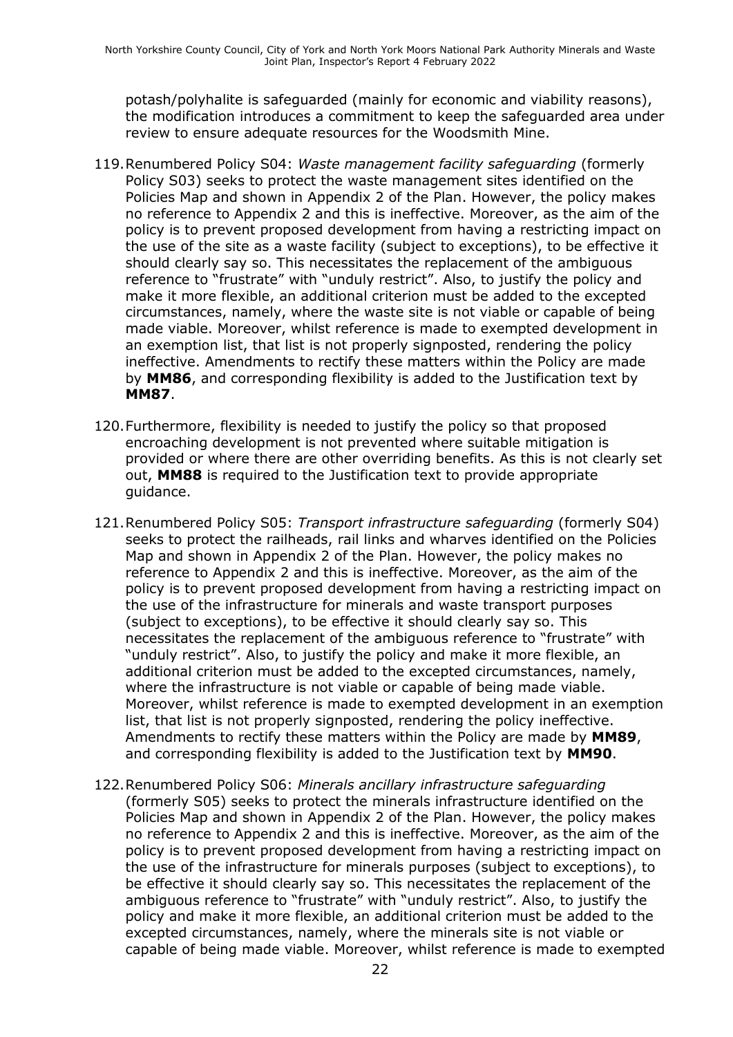potash/polyhalite is safeguarded (mainly for economic and viability reasons), the modification introduces a commitment to keep the safeguarded area under review to ensure adequate resources for the Woodsmith Mine.

119. Renumbered Policy S04: *Waste management facility safeguarding* (formerly Policy S03) seeks to protect the waste management sites identified on the Policies Map and shown in Appendix 2 of the Plan. However, the policy makes no reference to Appendix 2 and this is ineffective. Moreover, as the aim of the policy is to prevent proposed development from having a restricting impact on the use of the site as a waste facility (subject to exceptions), to be effective it should clearly say so. This necessitates the replacement of the ambiguous reference to "frustrate" with "unduly restrict". Also, to justify the policy and make it more flexible, an additional criterion must be added to the excepted circumstances, namely, where the waste site is not viable or capable of being made viable. Moreover, whilst reference is made to exempted development in an exemption list, that list is not properly signposted, rendering the policy ineffective. Amendments to rectify these matters within the Policy are made by **MM86**, and corresponding flexibility is added to the Justification text by **MM87**.

120. Furthermore, flexibility is needed to justify the policy so that proposed encroaching development is not prevented where suitable mitigation is provided or where there are other overriding benefits. As this is not clearly set out, **MM88** is required to the Justification text to provide appropriate guidance.

121. Renumbered Policy S05: *Transport infrastructure safeguarding* (formerly S04) seeks to protect the railheads, rail links and wharves identified on the Policies Map and shown in Appendix 2 of the Plan. However, the policy makes no reference to Appendix 2 and this is ineffective. Moreover, as the aim of the policy is to prevent proposed development from having a restricting impact on the use of the infrastructure for minerals and waste transport purposes (subject to exceptions), to be effective it should clearly say so. This necessitates the replacement of the ambiguous reference to "frustrate" with "unduly restrict". Also, to justify the policy and make it more flexible, an additional criterion must be added to the excepted circumstances, namely, where the infrastructure is not viable or capable of being made viable. Moreover, whilst reference is made to exempted development in an exemption list, that list is not properly signposted, rendering the policy ineffective. Amendments to rectify these matters within the Policy are made by **MM89**, and corresponding flexibility is added to the Justification text by **MM90**.

122. Renumbered Policy S06: *Minerals ancillary infrastructure safeguarding* (formerly S05) seeks to protect the minerals infrastructure identified on the Policies Map and shown in Appendix 2 of the Plan. However, the policy makes no reference to Appendix 2 and this is ineffective. Moreover, as the aim of the policy is to prevent proposed development from having a restricting impact on the use of the infrastructure for minerals purposes (subject to exceptions), to be effective it should clearly say so. This necessitates the replacement of the ambiguous reference to "frustrate" with "unduly restrict". Also, to justify the policy and make it more flexible, an additional criterion must be added to the excepted circumstances, namely, where the minerals site is not viable or capable of being made viable. Moreover, whilst reference is made to exempted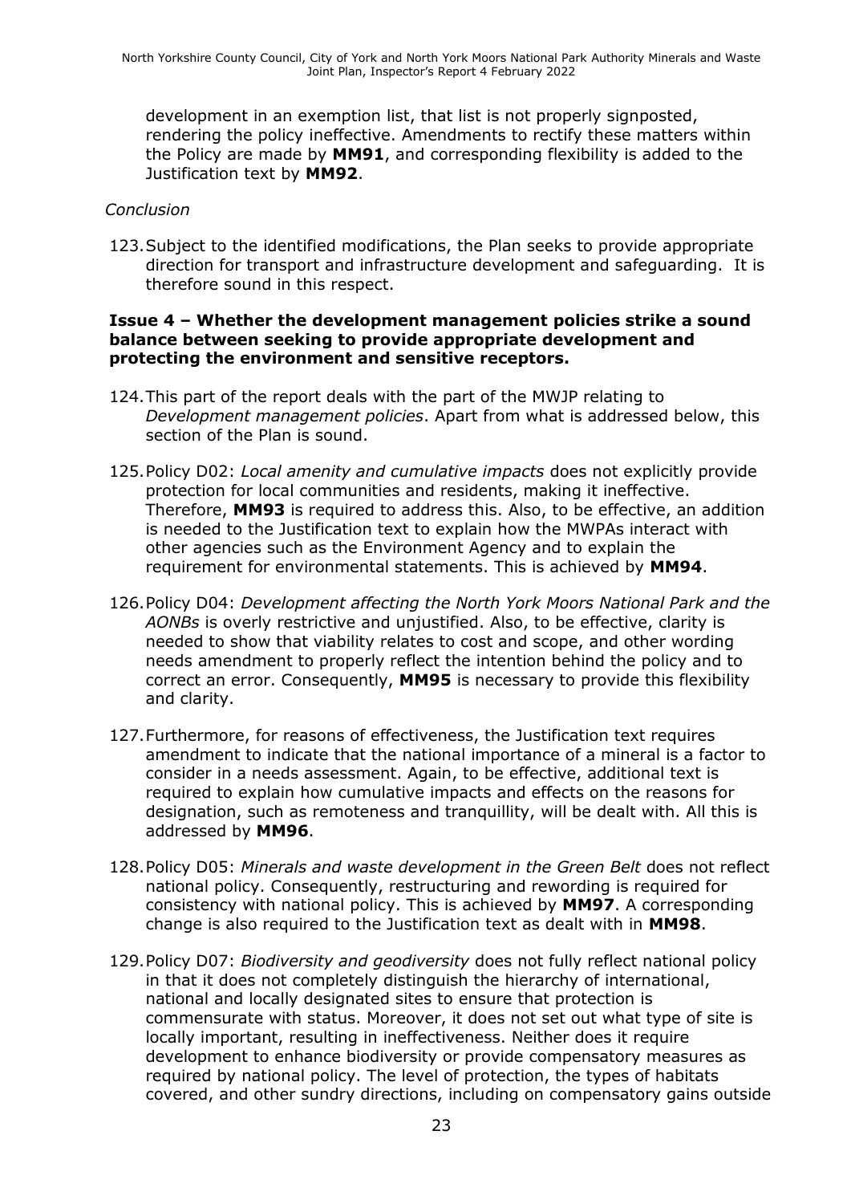development in an exemption list, that list is not properly signposted, rendering the policy ineffective. Amendments to rectify these matters within the Policy are made by **MM91**, and corresponding flexibility is added to the Justification text by **MM92**.

*Conclusion*

123. Subject to the identified modifications, the Plan seeks to provide appropriate direction for transport and infrastructure development and safeguarding. It is therefore sound in this respect.

**Issue 4 – Whether the development management policies strike a sound balance between seeking to provide appropriate development and protecting the environment and sensitive receptors.**

124. This part of the report deals with the part of the MWJP relating to *Development management policies*. Apart from what is addressed below, this section of the Plan is sound.

125. Policy D02: *Local amenity and cumulative impacts* does not explicitly provide protection for local communities and residents, making it ineffective. Therefore, **MM93** is required to address this. Also, to be effective, an addition is needed to the Justification text to explain how the MWPAs interact with other agencies such as the Environment Agency and to explain the requirement for environmental statements. This is achieved by **MM94**.

126. Policy D04: *Development affecting the North York Moors National Park and the AONBs* is overly restrictive and unjustified. Also, to be effective, clarity is needed to show that viability relates to cost and scope, and other wording needs amendment to properly reflect the intention behind the policy and to correct an error. Consequently, **MM95** is necessary to provide this flexibility and clarity.

127. Furthermore, for reasons of effectiveness, the Justification text requires amendment to indicate that the national importance of a mineral is a factor to consider in a needs assessment. Again, to be effective, additional text is required to explain how cumulative impacts and effects on the reasons for designation, such as remoteness and tranquillity, will be dealt with. All this is addressed by **MM96**.

128. Policy D05: *Minerals and waste development in the Green Belt* does not reflect national policy. Consequently, restructuring and rewording is required for consistency with national policy. This is achieved by **MM97**. A corresponding change is also required to the Justification text as dealt with in **MM98**.

129. Policy D07: *Biodiversity and geodiversity* does not fully reflect national policy in that it does not completely distinguish the hierarchy of international, national and locally designated sites to ensure that protection is commensurate with status. Moreover, it does not set out what type of site is locally important, resulting in ineffectiveness. Neither does it require development to enhance biodiversity or provide compensatory measures as required by national policy. The level of protection, the types of habitats covered, and other sundry directions, including on compensatory gains outside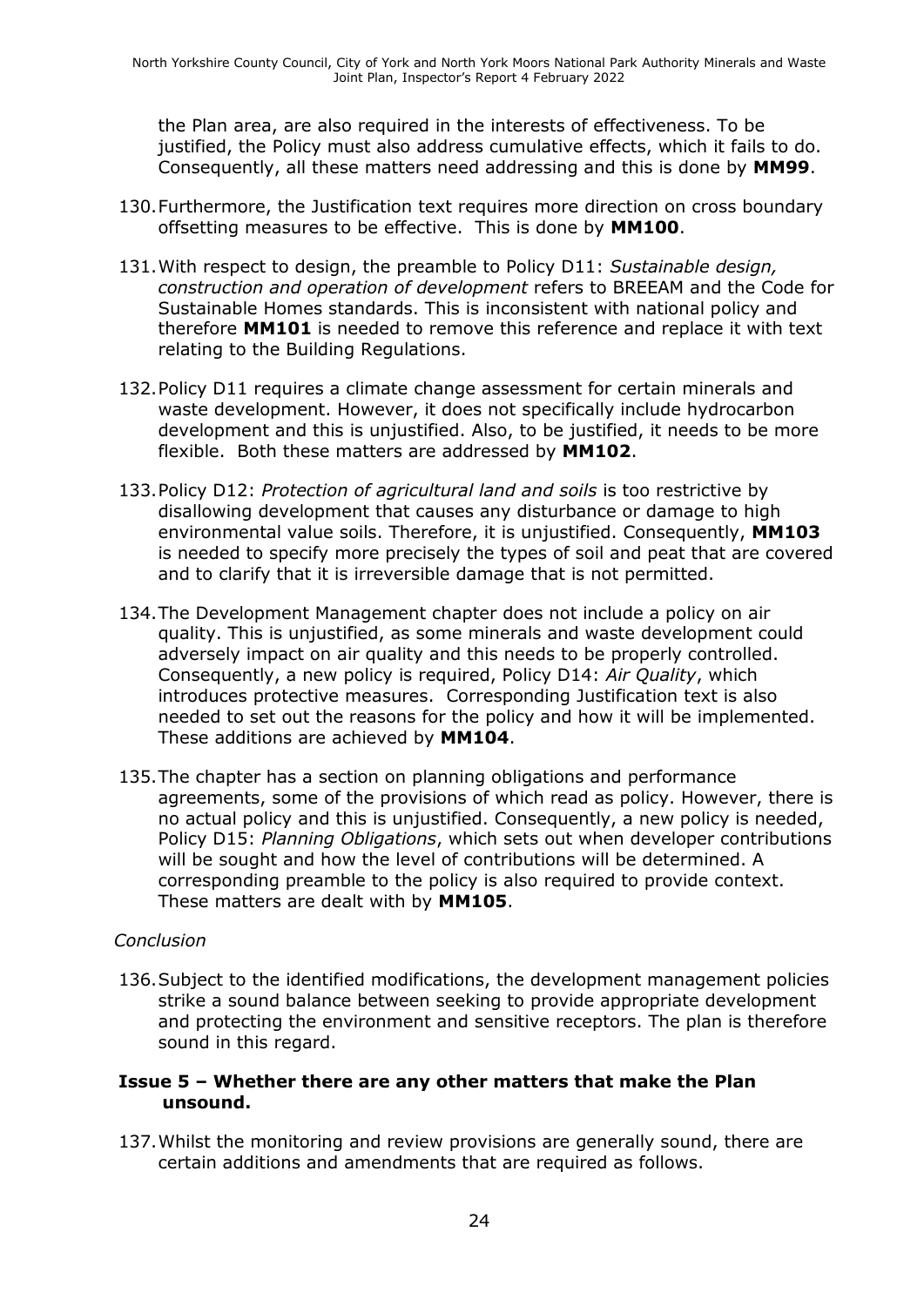the Plan area, are also required in the interests of effectiveness. To be justified, the Policy must also address cumulative effects, which it fails to do. Consequently, all these matters need addressing and this is done by **MM99**.

130. Furthermore, the Justification text requires more direction on cross boundary offsetting measures to be effective. This is done by **MM100**.

131. With respect to design, the preamble to Policy D11: *Sustainable design, construction and operation of development* refers to BREEAM and the Code for Sustainable Homes standards. This is inconsistent with national policy and therefore **MM101** is needed to remove this reference and replace it with text relating to the Building Regulations.

132. Policy D11 requires a climate change assessment for certain minerals and waste development. However, it does not specifically include hydrocarbon development and this is unjustified. Also, to be justified, it needs to be more flexible. Both these matters are addressed by **MM102**.

133. Policy D12: *Protection of agricultural land and soils* is too restrictive by disallowing development that causes any disturbance or damage to high environmental value soils. Therefore, it is unjustified. Consequently, **MM103** is needed to specify more precisely the types of soil and peat that are covered and to clarify that it is irreversible damage that is not permitted.

134. The Development Management chapter does not include a policy on air quality. This is unjustified, as some minerals and waste development could adversely impact on air quality and this needs to be properly controlled. Consequently, a new policy is required, Policy D14: *Air Quality*, which introduces protective measures. Corresponding Justification text is also needed to set out the reasons for the policy and how it will be implemented. These additions are achieved by **MM104**.

135. The chapter has a section on planning obligations and performance agreements, some of the provisions of which read as policy. However, there is no actual policy and this is unjustified. Consequently, a new policy is needed, Policy D15: *Planning Obligations*, which sets out when developer contributions will be sought and how the level of contributions will be determined. A corresponding preamble to the policy is also required to provide context. These matters are dealt with by **MM105**.

*Conclusion*

136. Subject to the identified modifications, the development management policies strike a sound balance between seeking to provide appropriate development and protecting the environment and sensitive receptors. The plan is therefore sound in this regard.

### Issue 5 – Whether there are any other matters that make the Plan unsound.

137. Whilst the monitoring and review provisions are generally sound, there are certain additions and amendments that are required as follows.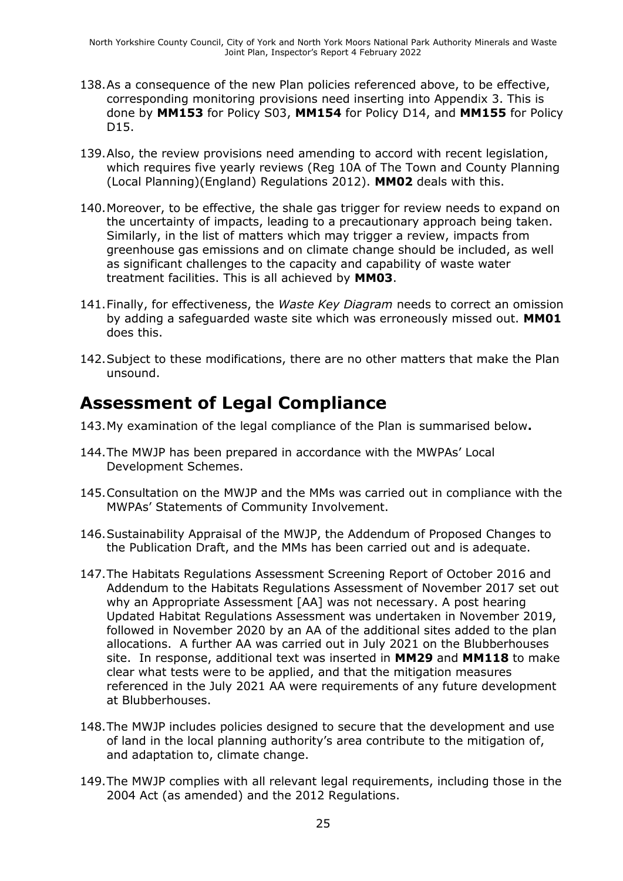138. As a consequence of the new Plan policies referenced above, to be effective, corresponding monitoring provisions need inserting into Appendix 3. This is done by **MM153** for Policy S03, **MM154** for Policy D14, and **MM155** for Policy D15.

139. Also, the review provisions need amending to accord with recent legislation, which requires five yearly reviews (Reg 10A of The Town and County Planning (Local Planning)(England) Regulations 2012). **MM02** deals with this.

140. Moreover, to be effective, the shale gas trigger for review needs to expand on the uncertainty of impacts, leading to a precautionary approach being taken. Similarly, in the list of matters which may trigger a review, impacts from greenhouse gas emissions and on climate change should be included, as well as significant challenges to the capacity and capability of waste water treatment facilities. This is all achieved by **MM03**.

141. Finally, for effectiveness, the *Waste Key Diagram* needs to correct an omission by adding a safeguarded waste site which was erroneously missed out. **MM01** does this.

142. Subject to these modifications, there are no other matters that make the Plan unsound.

# Assessment of Legal Compliance

143. My examination of the legal compliance of the Plan is summarised below**.**

144. The MWJP has been prepared in accordance with the MWPAs' Local Development Schemes.

145. Consultation on the MWJP and the MMs was carried out in compliance with the MWPAs' Statements of Community Involvement.

146. Sustainability Appraisal of the MWJP, the Addendum of Proposed Changes to the Publication Draft, and the MMs has been carried out and is adequate.

147. The Habitats Regulations Assessment Screening Report of October 2016 and Addendum to the Habitats Regulations Assessment of November 2017 set out why an Appropriate Assessment [AA] was not necessary. A post hearing Updated Habitat Regulations Assessment was undertaken in November 2019, followed in November 2020 by an AA of the additional sites added to the plan allocations. A further AA was carried out in July 2021 on the Blubberhouses site. In response, additional text was inserted in **MM29** and **MM118** to make clear what tests were to be applied, and that the mitigation measures referenced in the July 2021 AA were requirements of any future development at Blubberhouses.

148. The MWJP includes policies designed to secure that the development and use of land in the local planning authority's area contribute to the mitigation of, and adaptation to, climate change.

149. The MWJP complies with all relevant legal requirements, including those in the 2004 Act (as amended) and the 2012 Regulations.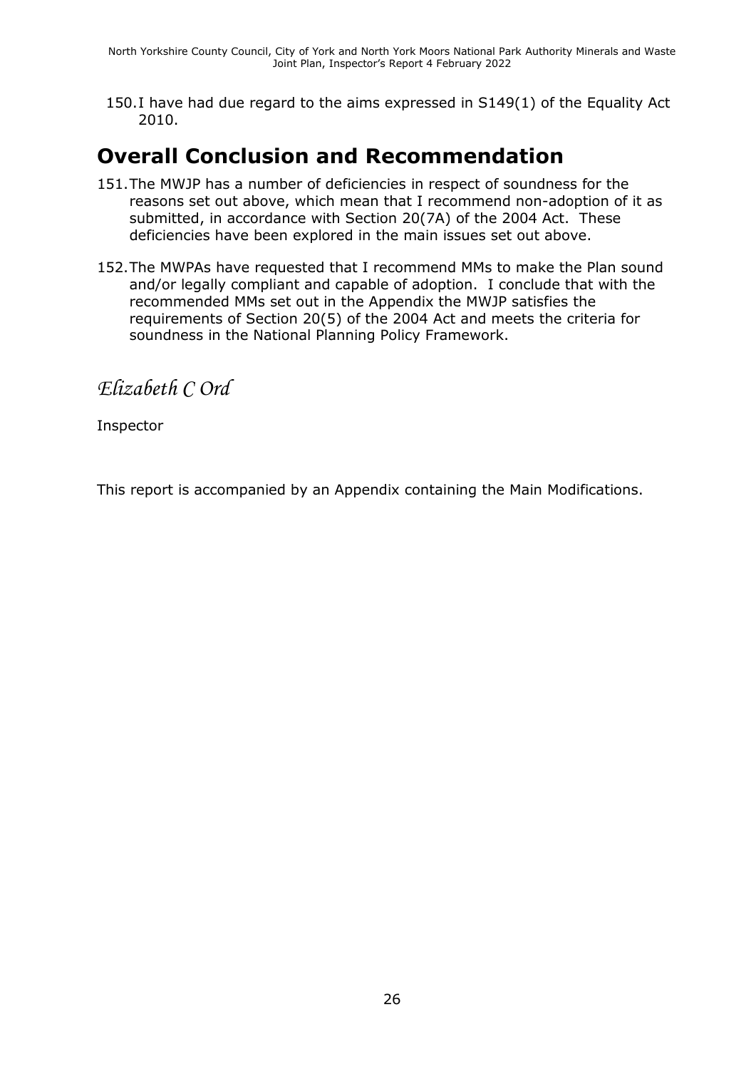150. I have had due regard to the aims expressed in S149(1) of the Equality Act 2010.

# Overall Conclusion and Recommendation

151. The MWJP has a number of deficiencies in respect of soundness for the reasons set out above, which mean that I recommend non-adoption of it as submitted, in accordance with Section 20(7A) of the 2004 Act. These deficiencies have been explored in the main issues set out above.

152. The MWPAs have requested that I recommend MMs to make the Plan sound and/or legally compliant and capable of adoption. I conclude that with the recommended MMs set out in the Appendix the MWJP satisfies the requirements of Section 20(5) of the 2004 Act and meets the criteria for soundness in the National Planning Policy Framework.

*Elizabeth C Ord*

Inspector

This report is accompanied by an Appendix containing the Main Modifications.